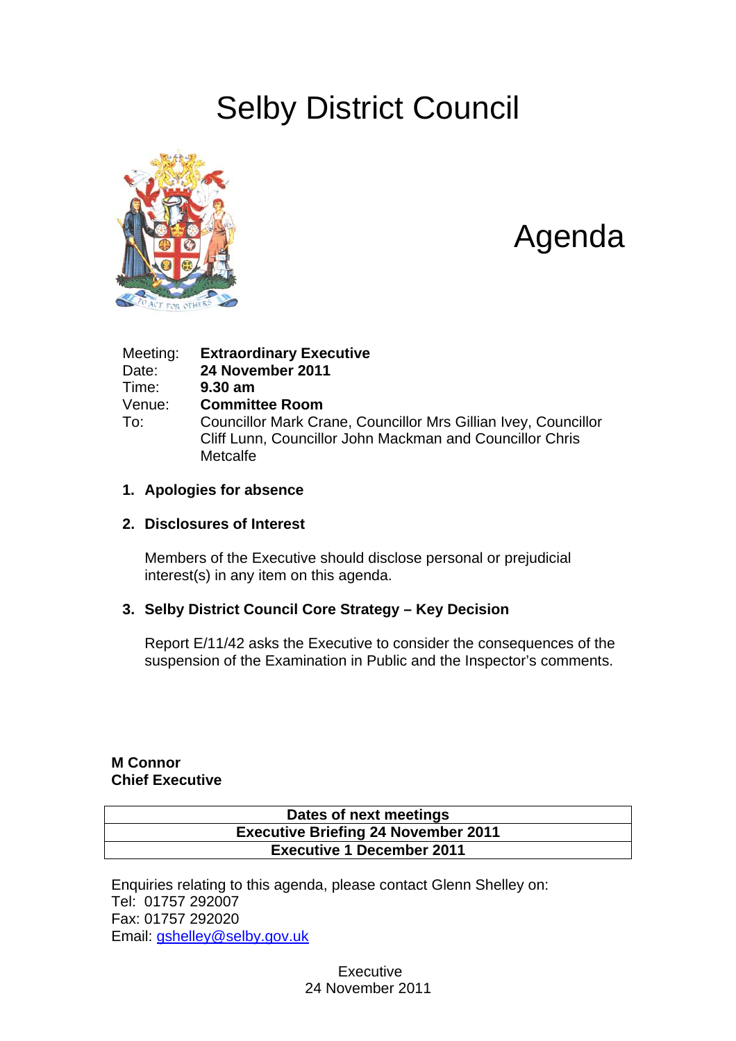# Selby District Council

# Agenda

Meeting: **Extraordinary Executive**
Date: **24 November 2011**
Time: **9.30 am**
Venue: **Committee Room**
To: Councillor Mark Crane, Councillor Mrs Gillian Ivey, Councillor Cliff Lunn, Councillor John Mackman and Councillor Chris Metcalfe

**1. Apologies for absence**

**2. Disclosures of Interest**

Members of the Executive should disclose personal or prejudicial interest(s) in any item on this agenda.

**3. Selby District Council Core Strategy – Key Decision**

Report E/11/42 asks the Executive to consider the consequences of the suspension of the Examination in Public and the Inspector's comments.

**M Connor**
**Chief Executive**

| Dates of next meetings |
|---|
| Executive Briefing 24 November 2011 |
| Executive 1 December 2011 |

Enquiries relating to this agenda, please contact Glenn Shelley on:
Tel: 01757 292007
Fax: 01757 292020
Email: gshelley@selby.gov.uk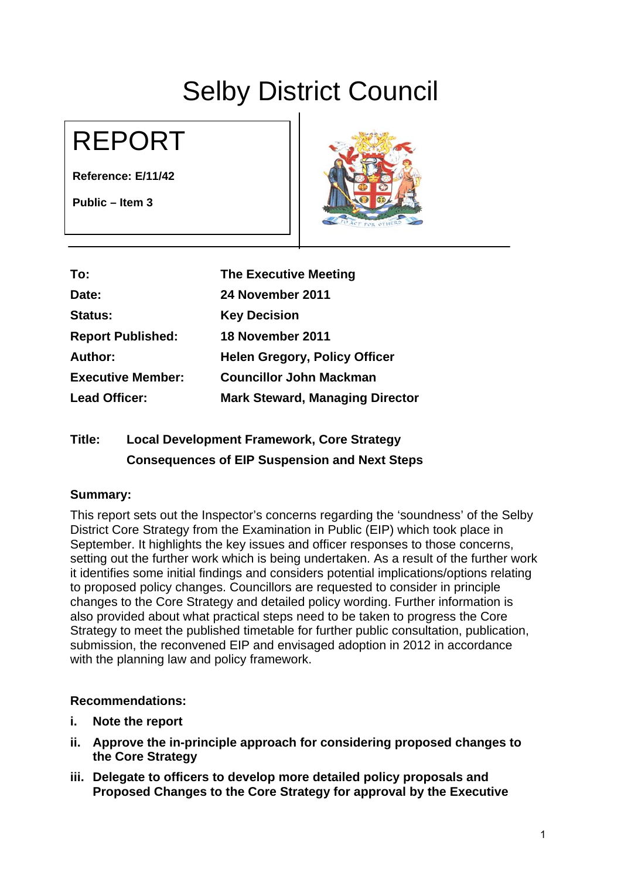# Selby District Council

# REPORT

**Reference: E/11/42**

**Public – Item 3**

| | |
|---|---|
| **To:** | **The Executive Meeting** |
| **Date:** | **24 November 2011** |
| **Status:** | **Key Decision** |
| **Report Published:** | **18 November 2011** |
| **Author:** | **Helen Gregory, Policy Officer** |
| **Executive Member:** | **Councillor John Mackman** |
| **Lead Officer:** | **Mark Steward, Managing Director** |

**Title: Local Development Framework, Core Strategy Consequences of EIP Suspension and Next Steps**

**Summary:**

This report sets out the Inspector's concerns regarding the 'soundness' of the Selby District Core Strategy from the Examination in Public (EIP) which took place in September. It highlights the key issues and officer responses to those concerns, setting out the further work which is being undertaken. As a result of the further work it identifies some initial findings and considers potential implications/options relating to proposed policy changes. Councillors are requested to consider in principle changes to the Core Strategy and detailed policy wording. Further information is also provided about what practical steps need to be taken to progress the Core Strategy to meet the published timetable for further public consultation, publication, submission, the reconvened EIP and envisaged adoption in 2012 in accordance with the planning law and policy framework.

**Recommendations:**

i. **Note the report**

ii. **Approve the in-principle approach for considering proposed changes to the Core Strategy**

iii. **Delegate to officers to develop more detailed policy proposals and Proposed Changes to the Core Strategy for approval by the Executive**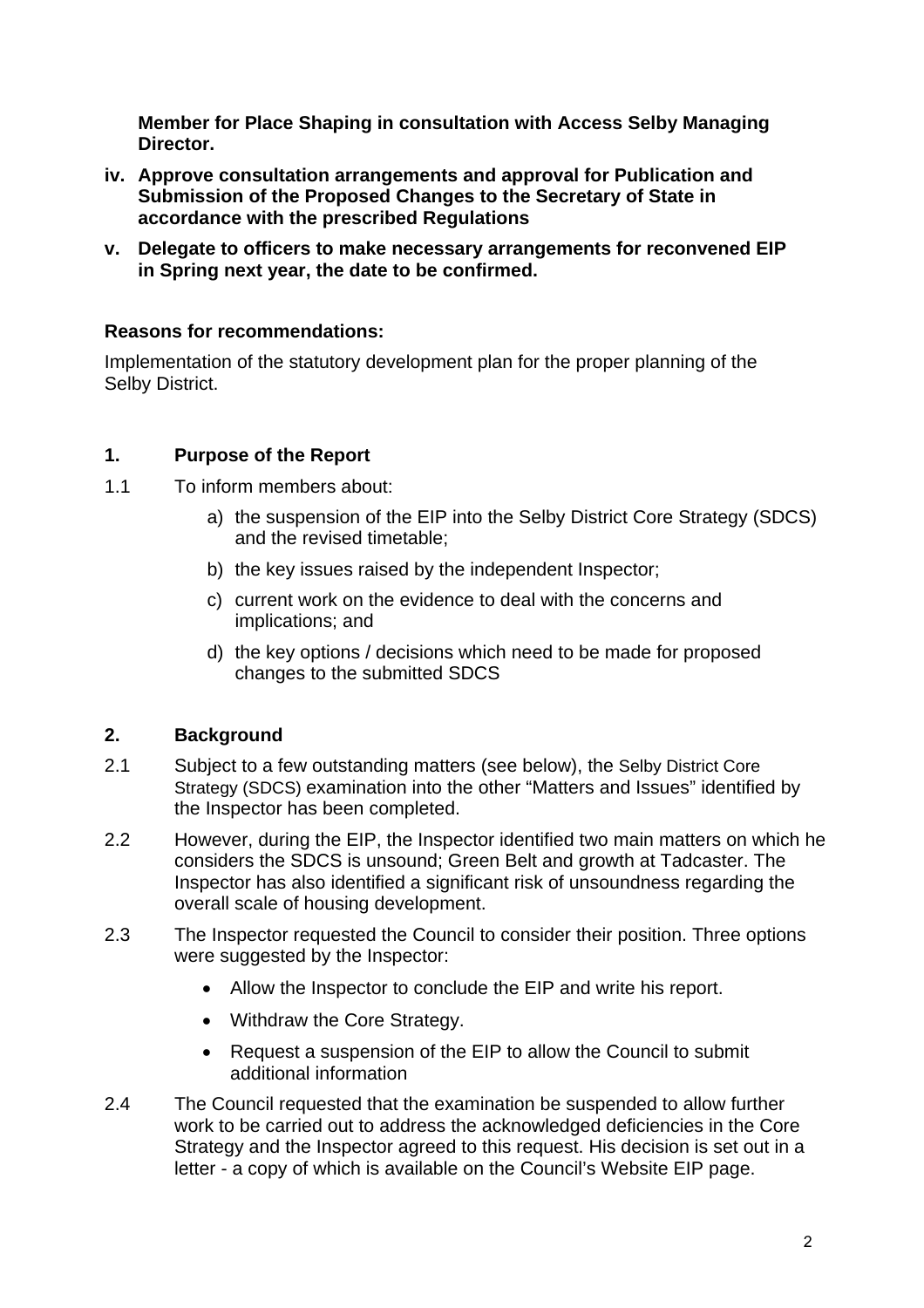**Member for Place Shaping in consultation with Access Selby Managing Director.**

iv. **Approve consultation arrangements and approval for Publication and Submission of the Proposed Changes to the Secretary of State in accordance with the prescribed Regulations**

v. **Delegate to officers to make necessary arrangements for reconvened EIP in Spring next year, the date to be confirmed.**

**Reasons for recommendations:**

Implementation of the statutory development plan for the proper planning of the Selby District.

## 1. Purpose of the Report

1.1 To inform members about:

a) the suspension of the EIP into the Selby District Core Strategy (SDCS) and the revised timetable;

b) the key issues raised by the independent Inspector;

c) current work on the evidence to deal with the concerns and implications; and

d) the key options / decisions which need to be made for proposed changes to the submitted SDCS

## 2. Background

2.1 Subject to a few outstanding matters (see below), the Selby District Core Strategy (SDCS) examination into the other "Matters and Issues" identified by the Inspector has been completed.

2.2 However, during the EIP, the Inspector identified two main matters on which he considers the SDCS is unsound; Green Belt and growth at Tadcaster. The Inspector has also identified a significant risk of unsoundness regarding the overall scale of housing development.

2.3 The Inspector requested the Council to consider their position. Three options were suggested by the Inspector:

- Allow the Inspector to conclude the EIP and write his report.
- Withdraw the Core Strategy.
- Request a suspension of the EIP to allow the Council to submit additional information

2.4 The Council requested that the examination be suspended to allow further work to be carried out to address the acknowledged deficiencies in the Core Strategy and the Inspector agreed to this request. His decision is set out in a letter - a copy of which is available on the Council's Website EIP page.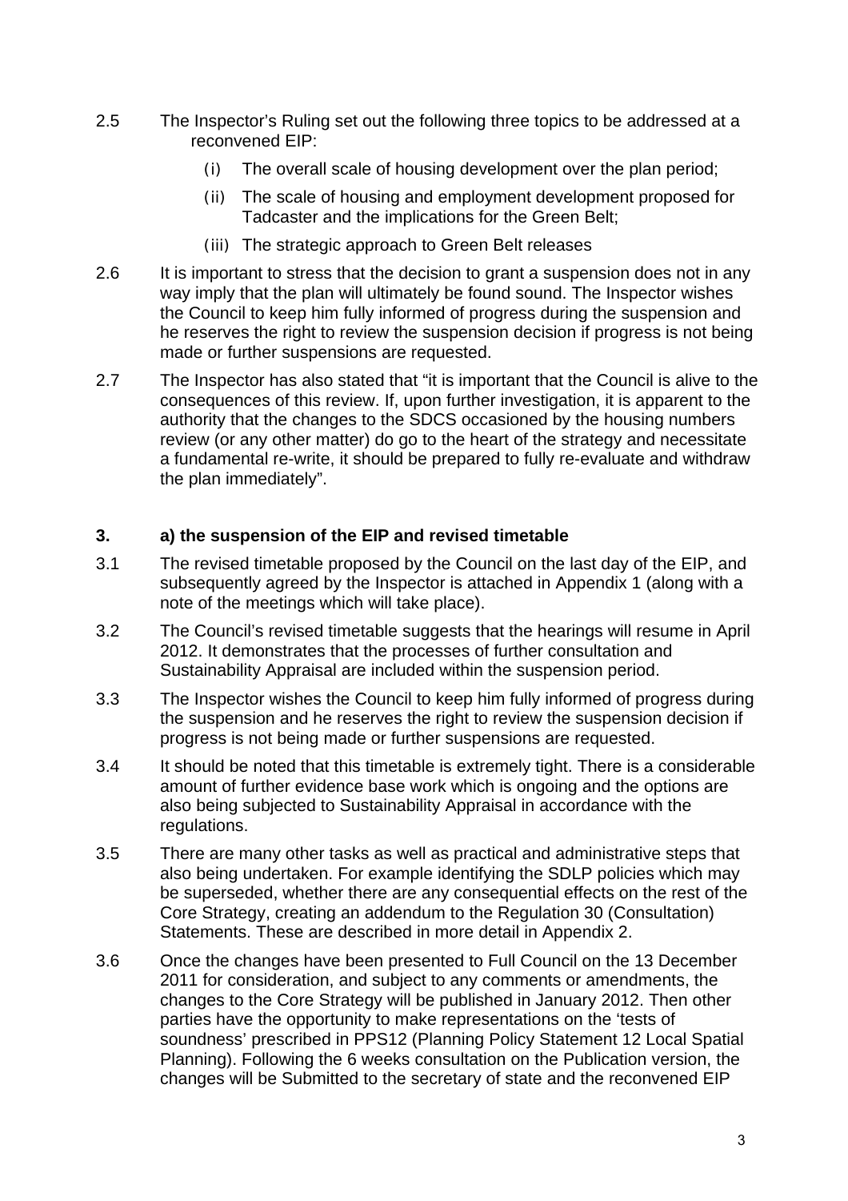2.5 The Inspector's Ruling set out the following three topics to be addressed at a reconvened EIP:

(i) The overall scale of housing development over the plan period;

(ii) The scale of housing and employment development proposed for Tadcaster and the implications for the Green Belt;

(iii) The strategic approach to Green Belt releases

2.6 It is important to stress that the decision to grant a suspension does not in any way imply that the plan will ultimately be found sound. The Inspector wishes the Council to keep him fully informed of progress during the suspension and he reserves the right to review the suspension decision if progress is not being made or further suspensions are requested.

2.7 The Inspector has also stated that "it is important that the Council is alive to the consequences of this review. If, upon further investigation, it is apparent to the authority that the changes to the SDCS occasioned by the housing numbers review (or any other matter) do go to the heart of the strategy and necessitate a fundamental re-write, it should be prepared to fully re-evaluate and withdraw the plan immediately".

### 3. a) the suspension of the EIP and revised timetable

3.1 The revised timetable proposed by the Council on the last day of the EIP, and subsequently agreed by the Inspector is attached in Appendix 1 (along with a note of the meetings which will take place).

3.2 The Council's revised timetable suggests that the hearings will resume in April 2012. It demonstrates that the processes of further consultation and Sustainability Appraisal are included within the suspension period.

3.3 The Inspector wishes the Council to keep him fully informed of progress during the suspension and he reserves the right to review the suspension decision if progress is not being made or further suspensions are requested.

3.4 It should be noted that this timetable is extremely tight. There is a considerable amount of further evidence base work which is ongoing and the options are also being subjected to Sustainability Appraisal in accordance with the regulations.

3.5 There are many other tasks as well as practical and administrative steps that also being undertaken. For example identifying the SDLP policies which may be superseded, whether there are any consequential effects on the rest of the Core Strategy, creating an addendum to the Regulation 30 (Consultation) Statements. These are described in more detail in Appendix 2.

3.6 Once the changes have been presented to Full Council on the 13 December 2011 for consideration, and subject to any comments or amendments, the changes to the Core Strategy will be published in January 2012. Then other parties have the opportunity to make representations on the 'tests of soundness' prescribed in PPS12 (Planning Policy Statement 12 Local Spatial Planning). Following the 6 weeks consultation on the Publication version, the changes will be Submitted to the secretary of state and the reconvened EIP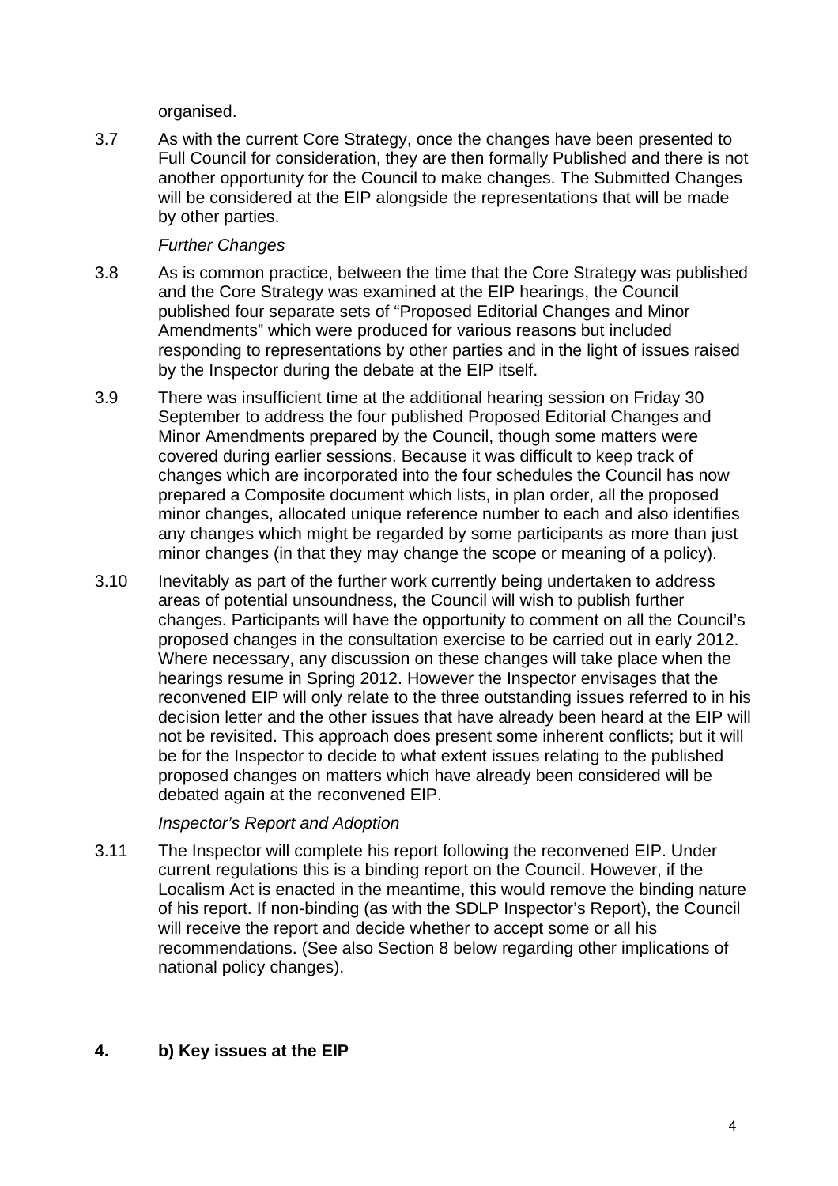organised.

3.7 As with the current Core Strategy, once the changes have been presented to Full Council for consideration, they are then formally Published and there is not another opportunity for the Council to make changes. The Submitted Changes will be considered at the EIP alongside the representations that will be made by other parties.

*Further Changes*

3.8 As is common practice, between the time that the Core Strategy was published and the Core Strategy was examined at the EIP hearings, the Council published four separate sets of "Proposed Editorial Changes and Minor Amendments" which were produced for various reasons but included responding to representations by other parties and in the light of issues raised by the Inspector during the debate at the EIP itself.

3.9 There was insufficient time at the additional hearing session on Friday 30 September to address the four published Proposed Editorial Changes and Minor Amendments prepared by the Council, though some matters were covered during earlier sessions. Because it was difficult to keep track of changes which are incorporated into the four schedules the Council has now prepared a Composite document which lists, in plan order, all the proposed minor changes, allocated unique reference number to each and also identifies any changes which might be regarded by some participants as more than just minor changes (in that they may change the scope or meaning of a policy).

3.10 Inevitably as part of the further work currently being undertaken to address areas of potential unsoundness, the Council will wish to publish further changes. Participants will have the opportunity to comment on all the Council's proposed changes in the consultation exercise to be carried out in early 2012. Where necessary, any discussion on these changes will take place when the hearings resume in Spring 2012. However the Inspector envisages that the reconvened EIP will only relate to the three outstanding issues referred to in his decision letter and the other issues that have already been heard at the EIP will not be revisited. This approach does present some inherent conflicts; but it will be for the Inspector to decide to what extent issues relating to the published proposed changes on matters which have already been considered will be debated again at the reconvened EIP.

*Inspector's Report and Adoption*

3.11 The Inspector will complete his report following the reconvened EIP. Under current regulations this is a binding report on the Council. However, if the Localism Act is enacted in the meantime, this would remove the binding nature of his report. If non-binding (as with the SDLP Inspector's Report), the Council will receive the report and decide whether to accept some or all his recommendations. (See also Section 8 below regarding other implications of national policy changes).

## 4. b) Key issues at the EIP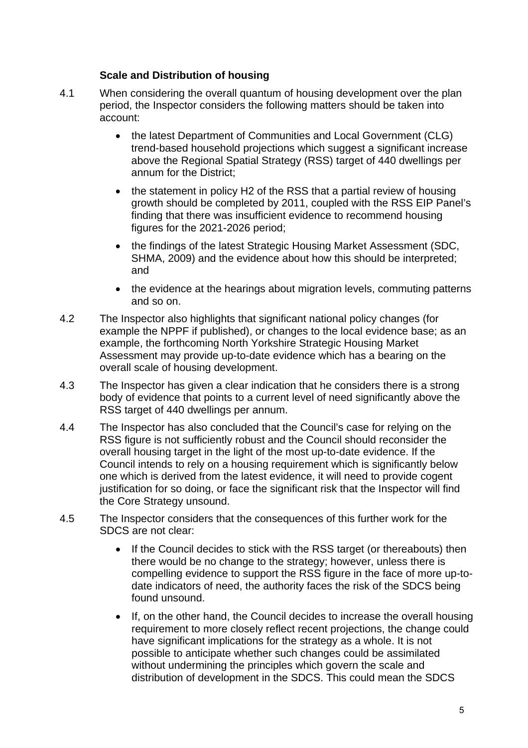### Scale and Distribution of housing

4.1 When considering the overall quantum of housing development over the plan period, the Inspector considers the following matters should be taken into account:

- the latest Department of Communities and Local Government (CLG) trend-based household projections which suggest a significant increase above the Regional Spatial Strategy (RSS) target of 440 dwellings per annum for the District;
- the statement in policy H2 of the RSS that a partial review of housing growth should be completed by 2011, coupled with the RSS EIP Panel's finding that there was insufficient evidence to recommend housing figures for the 2021-2026 period;
- the findings of the latest Strategic Housing Market Assessment (SDC, SHMA, 2009) and the evidence about how this should be interpreted; and
- the evidence at the hearings about migration levels, commuting patterns and so on.

4.2 The Inspector also highlights that significant national policy changes (for example the NPPF if published), or changes to the local evidence base; as an example, the forthcoming North Yorkshire Strategic Housing Market Assessment may provide up-to-date evidence which has a bearing on the overall scale of housing development.

4.3 The Inspector has given a clear indication that he considers there is a strong body of evidence that points to a current level of need significantly above the RSS target of 440 dwellings per annum.

4.4 The Inspector has also concluded that the Council's case for relying on the RSS figure is not sufficiently robust and the Council should reconsider the overall housing target in the light of the most up-to-date evidence. If the Council intends to rely on a housing requirement which is significantly below one which is derived from the latest evidence, it will need to provide cogent justification for so doing, or face the significant risk that the Inspector will find the Core Strategy unsound.

4.5 The Inspector considers that the consequences of this further work for the SDCS are not clear:

- If the Council decides to stick with the RSS target (or thereabouts) then there would be no change to the strategy; however, unless there is compelling evidence to support the RSS figure in the face of more up-to-date indicators of need, the authority faces the risk of the SDCS being found unsound.
- If, on the other hand, the Council decides to increase the overall housing requirement to more closely reflect recent projections, the change could have significant implications for the strategy as a whole. It is not possible to anticipate whether such changes could be assimilated without undermining the principles which govern the scale and distribution of development in the SDCS. This could mean the SDCS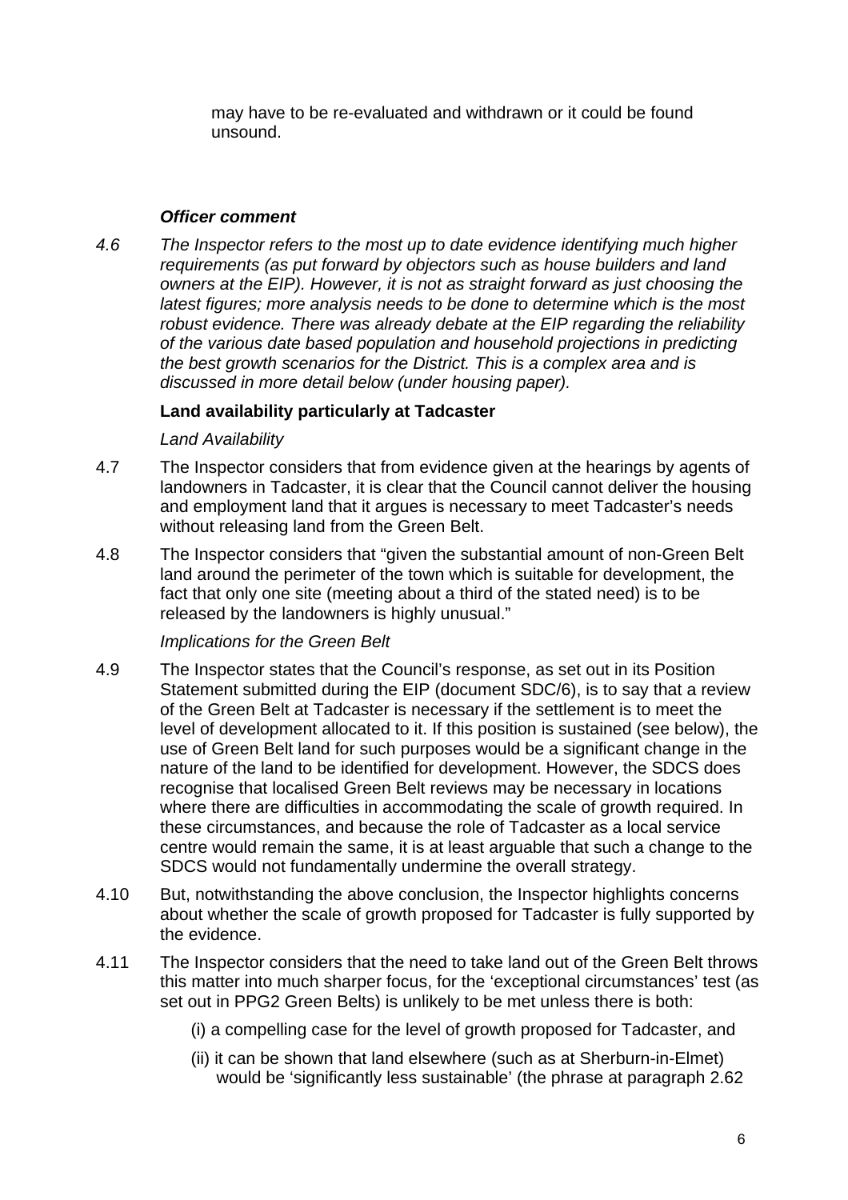may have to be re-evaluated and withdrawn or it could be found unsound.

***Officer comment***

*4.6 The Inspector refers to the most up to date evidence identifying much higher requirements (as put forward by objectors such as house builders and land owners at the EIP). However, it is not as straight forward as just choosing the latest figures; more analysis needs to be done to determine which is the most robust evidence. There was already debate at the EIP regarding the reliability of the various date based population and household projections in predicting the best growth scenarios for the District. This is a complex area and is discussed in more detail below (under housing paper).*

**Land availability particularly at Tadcaster**

*Land Availability*

4.7 The Inspector considers that from evidence given at the hearings by agents of landowners in Tadcaster, it is clear that the Council cannot deliver the housing and employment land that it argues is necessary to meet Tadcaster's needs without releasing land from the Green Belt.

4.8 The Inspector considers that "given the substantial amount of non-Green Belt land around the perimeter of the town which is suitable for development, the fact that only one site (meeting about a third of the stated need) is to be released by the landowners is highly unusual."

*Implications for the Green Belt*

4.9 The Inspector states that the Council's response, as set out in its Position Statement submitted during the EIP (document SDC/6), is to say that a review of the Green Belt at Tadcaster is necessary if the settlement is to meet the level of development allocated to it. If this position is sustained (see below), the use of Green Belt land for such purposes would be a significant change in the nature of the land to be identified for development. However, the SDCS does recognise that localised Green Belt reviews may be necessary in locations where there are difficulties in accommodating the scale of growth required. In these circumstances, and because the role of Tadcaster as a local service centre would remain the same, it is at least arguable that such a change to the SDCS would not fundamentally undermine the overall strategy.

4.10 But, notwithstanding the above conclusion, the Inspector highlights concerns about whether the scale of growth proposed for Tadcaster is fully supported by the evidence.

4.11 The Inspector considers that the need to take land out of the Green Belt throws this matter into much sharper focus, for the 'exceptional circumstances' test (as set out in PPG2 Green Belts) is unlikely to be met unless there is both:

(i) a compelling case for the level of growth proposed for Tadcaster, and

(ii) it can be shown that land elsewhere (such as at Sherburn-in-Elmet) would be 'significantly less sustainable' (the phrase at paragraph 2.62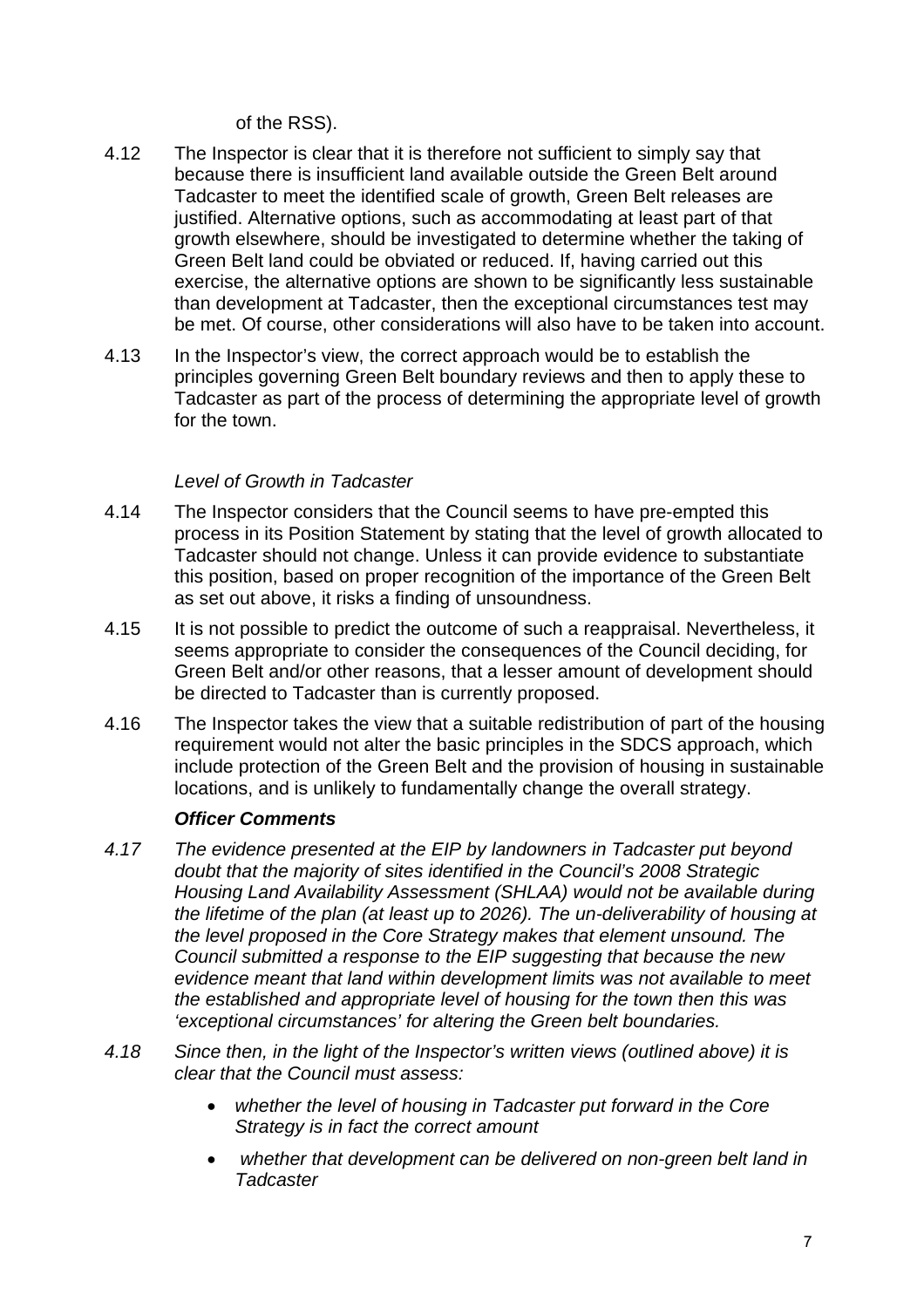of the RSS).

4.12 The Inspector is clear that it is therefore not sufficient to simply say that because there is insufficient land available outside the Green Belt around Tadcaster to meet the identified scale of growth, Green Belt releases are justified. Alternative options, such as accommodating at least part of that growth elsewhere, should be investigated to determine whether the taking of Green Belt land could be obviated or reduced. If, having carried out this exercise, the alternative options are shown to be significantly less sustainable than development at Tadcaster, then the exceptional circumstances test may be met. Of course, other considerations will also have to be taken into account.

4.13 In the Inspector's view, the correct approach would be to establish the principles governing Green Belt boundary reviews and then to apply these to Tadcaster as part of the process of determining the appropriate level of growth for the town.

*Level of Growth in Tadcaster*

4.14 The Inspector considers that the Council seems to have pre-empted this process in its Position Statement by stating that the level of growth allocated to Tadcaster should not change. Unless it can provide evidence to substantiate this position, based on proper recognition of the importance of the Green Belt as set out above, it risks a finding of unsoundness.

4.15 It is not possible to predict the outcome of such a reappraisal. Nevertheless, it seems appropriate to consider the consequences of the Council deciding, for Green Belt and/or other reasons, that a lesser amount of development should be directed to Tadcaster than is currently proposed.

4.16 The Inspector takes the view that a suitable redistribution of part of the housing requirement would not alter the basic principles in the SDCS approach, which include protection of the Green Belt and the provision of housing in sustainable locations, and is unlikely to fundamentally change the overall strategy.

***Officer Comments***

*4.17 The evidence presented at the EIP by landowners in Tadcaster put beyond doubt that the majority of sites identified in the Council's 2008 Strategic Housing Land Availability Assessment (SHLAA) would not be available during the lifetime of the plan (at least up to 2026). The un-deliverability of housing at the level proposed in the Core Strategy makes that element unsound. The Council submitted a response to the EIP suggesting that because the new evidence meant that land within development limits was not available to meet the established and appropriate level of housing for the town then this was 'exceptional circumstances' for altering the Green belt boundaries.*

*4.18 Since then, in the light of the Inspector's written views (outlined above) it is clear that the Council must assess:*

- *whether the level of housing in Tadcaster put forward in the Core Strategy is in fact the correct amount*
- *whether that development can be delivered on non-green belt land in Tadcaster*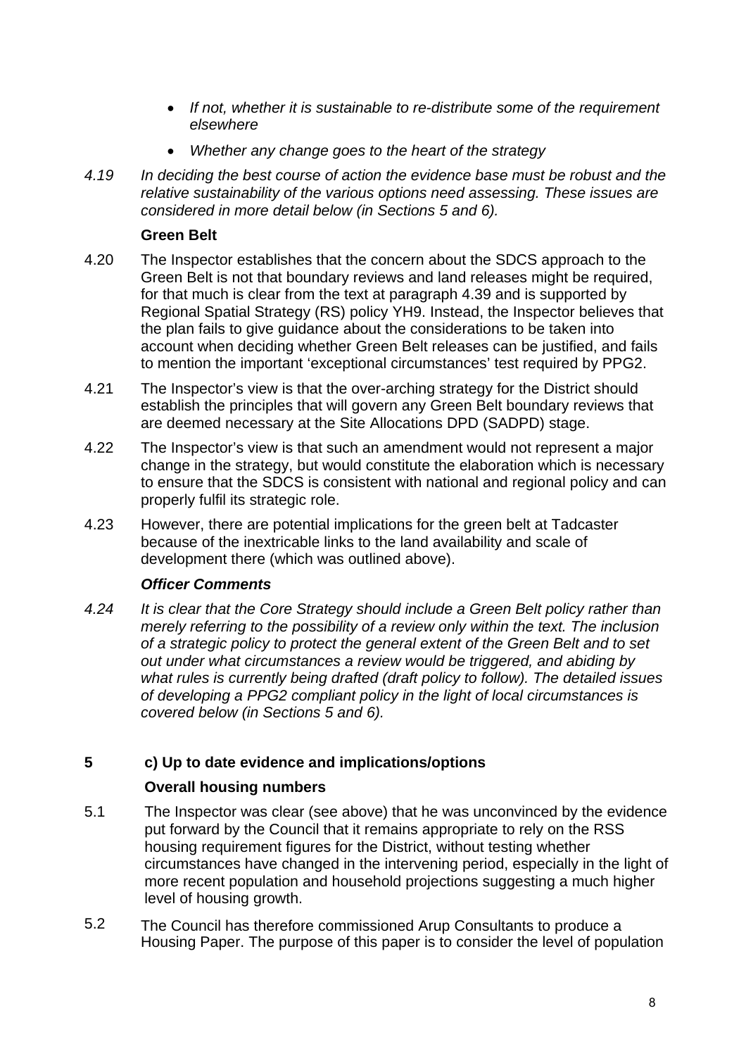- *If not, whether it is sustainable to re-distribute some of the requirement elsewhere*
- *Whether any change goes to the heart of the strategy*

*4.19 In deciding the best course of action the evidence base must be robust and the relative sustainability of the various options need assessing. These issues are considered in more detail below (in Sections 5 and 6).*

**Green Belt**

4.20 The Inspector establishes that the concern about the SDCS approach to the Green Belt is not that boundary reviews and land releases might be required, for that much is clear from the text at paragraph 4.39 and is supported by Regional Spatial Strategy (RS) policy YH9. Instead, the Inspector believes that the plan fails to give guidance about the considerations to be taken into account when deciding whether Green Belt releases can be justified, and fails to mention the important 'exceptional circumstances' test required by PPG2.

4.21 The Inspector's view is that the over-arching strategy for the District should establish the principles that will govern any Green Belt boundary reviews that are deemed necessary at the Site Allocations DPD (SADPD) stage.

4.22 The Inspector's view is that such an amendment would not represent a major change in the strategy, but would constitute the elaboration which is necessary to ensure that the SDCS is consistent with national and regional policy and can properly fulfil its strategic role.

4.23 However, there are potential implications for the green belt at Tadcaster because of the inextricable links to the land availability and scale of development there (which was outlined above).

***Officer Comments***

*4.24 It is clear that the Core Strategy should include a Green Belt policy rather than merely referring to the possibility of a review only within the text. The inclusion of a strategic policy to protect the general extent of the Green Belt and to set out under what circumstances a review would be triggered, and abiding by what rules is currently being drafted (draft policy to follow). The detailed issues of developing a PPG2 compliant policy in the light of local circumstances is covered below (in Sections 5 and 6).*

## 5 c) Up to date evidence and implications/options

**Overall housing numbers**

5.1 The Inspector was clear (see above) that he was unconvinced by the evidence put forward by the Council that it remains appropriate to rely on the RSS housing requirement figures for the District, without testing whether circumstances have changed in the intervening period, especially in the light of more recent population and household projections suggesting a much higher level of housing growth.

5.2 The Council has therefore commissioned Arup Consultants to produce a Housing Paper. The purpose of this paper is to consider the level of population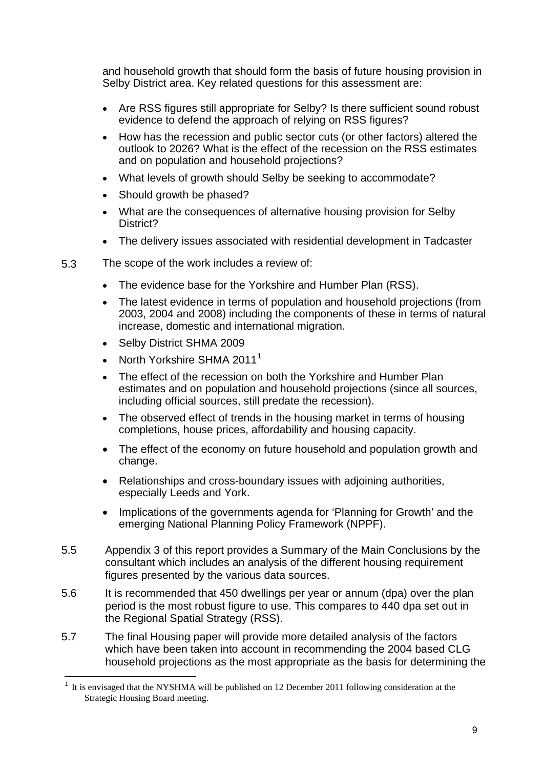and household growth that should form the basis of future housing provision in Selby District area. Key related questions for this assessment are:

- Are RSS figures still appropriate for Selby? Is there sufficient sound robust evidence to defend the approach of relying on RSS figures?
- How has the recession and public sector cuts (or other factors) altered the outlook to 2026? What is the effect of the recession on the RSS estimates and on population and household projections?
- What levels of growth should Selby be seeking to accommodate?
- Should growth be phased?
- What are the consequences of alternative housing provision for Selby District?
- The delivery issues associated with residential development in Tadcaster

5.3 The scope of the work includes a review of:

- The evidence base for the Yorkshire and Humber Plan (RSS).
- The latest evidence in terms of population and household projections (from 2003, 2004 and 2008) including the components of these in terms of natural increase, domestic and international migration.
- Selby District SHMA 2009
- North Yorkshire SHMA 2011[1]
- The effect of the recession on both the Yorkshire and Humber Plan estimates and on population and household projections (since all sources, including official sources, still predate the recession).
- The observed effect of trends in the housing market in terms of housing completions, house prices, affordability and housing capacity.
- The effect of the economy on future household and population growth and change.
- Relationships and cross-boundary issues with adjoining authorities, especially Leeds and York.
- Implications of the governments agenda for 'Planning for Growth' and the emerging National Planning Policy Framework (NPPF).

5.5 Appendix 3 of this report provides a Summary of the Main Conclusions by the consultant which includes an analysis of the different housing requirement figures presented by the various data sources.

5.6 It is recommended that 450 dwellings per year or annum (dpa) over the plan period is the most robust figure to use. This compares to 440 dpa set out in the Regional Spatial Strategy (RSS).

5.7 The final Housing paper will provide more detailed analysis of the factors which have been taken into account in recommending the 2004 based CLG household projections as the most appropriate as the basis for determining the

[1] It is envisaged that the NYSHMA will be published on 12 December 2011 following consideration at the Strategic Housing Board meeting.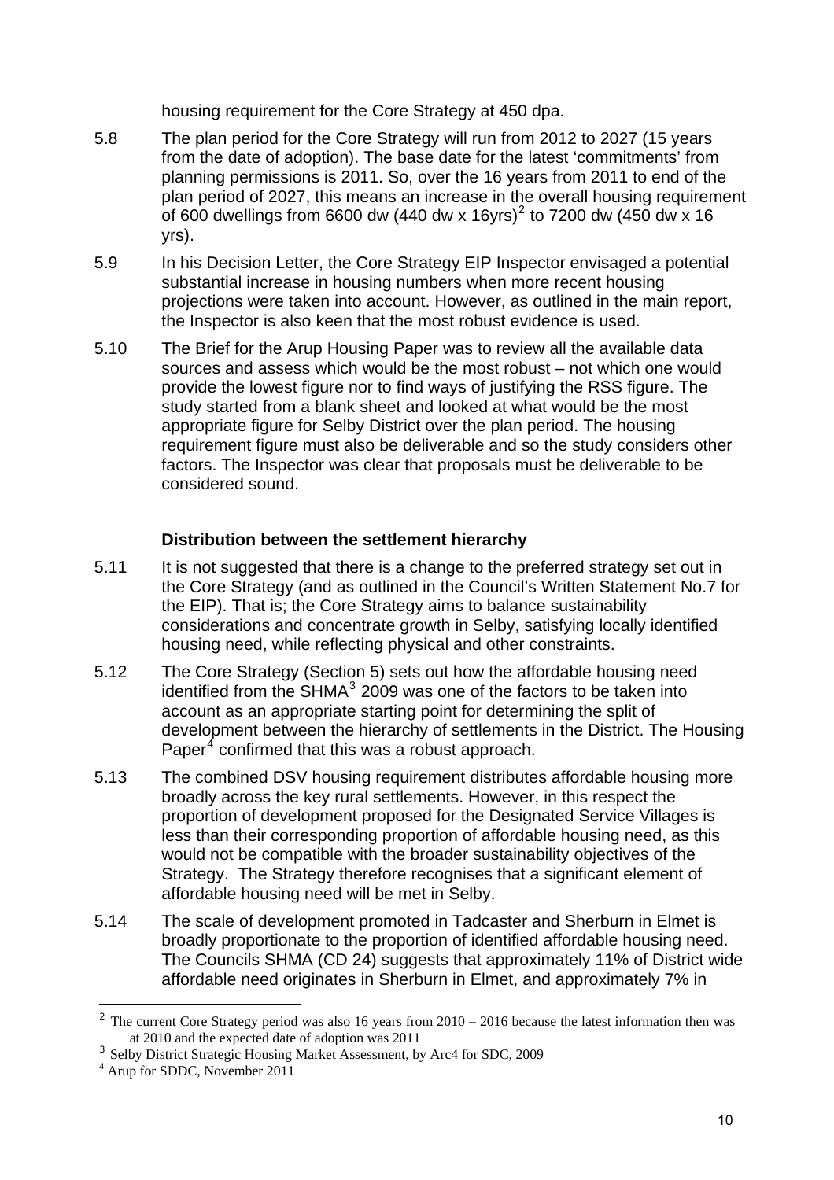housing requirement for the Core Strategy at 450 dpa.

5.8 The plan period for the Core Strategy will run from 2012 to 2027 (15 years from the date of adoption). The base date for the latest 'commitments' from planning permissions is 2011. So, over the 16 years from 2011 to end of the plan period of 2027, this means an increase in the overall housing requirement of 600 dwellings from 6600 dw (440 dw x 16yrs)[2] to 7200 dw (450 dw x 16 yrs).

5.9 In his Decision Letter, the Core Strategy EIP Inspector envisaged a potential substantial increase in housing numbers when more recent housing projections were taken into account. However, as outlined in the main report, the Inspector is also keen that the most robust evidence is used.

5.10 The Brief for the Arup Housing Paper was to review all the available data sources and assess which would be the most robust – not which one would provide the lowest figure nor to find ways of justifying the RSS figure. The study started from a blank sheet and looked at what would be the most appropriate figure for Selby District over the plan period. The housing requirement figure must also be deliverable and so the study considers other factors. The Inspector was clear that proposals must be deliverable to be considered sound.

### Distribution between the settlement hierarchy

5.11 It is not suggested that there is a change to the preferred strategy set out in the Core Strategy (and as outlined in the Council's Written Statement No.7 for the EIP). That is; the Core Strategy aims to balance sustainability considerations and concentrate growth in Selby, satisfying locally identified housing need, while reflecting physical and other constraints.

5.12 The Core Strategy (Section 5) sets out how the affordable housing need identified from the SHMA[3] 2009 was one of the factors to be taken into account as an appropriate starting point for determining the split of development between the hierarchy of settlements in the District. The Housing Paper[4] confirmed that this was a robust approach.

5.13 The combined DSV housing requirement distributes affordable housing more broadly across the key rural settlements. However, in this respect the proportion of development proposed for the Designated Service Villages is less than their corresponding proportion of affordable housing need, as this would not be compatible with the broader sustainability objectives of the Strategy. The Strategy therefore recognises that a significant element of affordable housing need will be met in Selby.

5.14 The scale of development promoted in Tadcaster and Sherburn in Elmet is broadly proportionate to the proportion of identified affordable housing need. The Councils SHMA (CD 24) suggests that approximately 11% of District wide affordable need originates in Sherburn in Elmet, and approximately 7% in

---

[2] The current Core Strategy period was also 16 years from 2010 – 2016 because the latest information then was at 2010 and the expected date of adoption was 2011

[3] Selby District Strategic Housing Market Assessment, by Arc4 for SDC, 2009

[4] Arup for SDDC, November 2011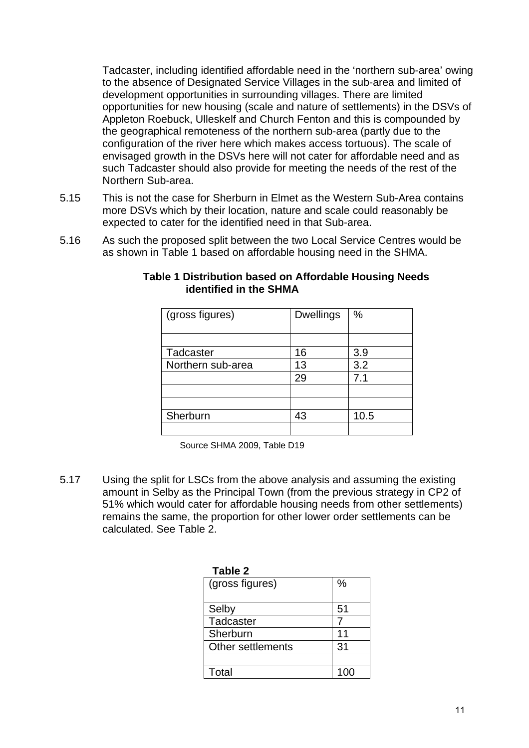Tadcaster, including identified affordable need in the 'northern sub-area' owing to the absence of Designated Service Villages in the sub-area and limited of development opportunities in surrounding villages. There are limited opportunities for new housing (scale and nature of settlements) in the DSVs of Appleton Roebuck, Ulleskelf and Church Fenton and this is compounded by the geographical remoteness of the northern sub-area (partly due to the configuration of the river here which makes access tortuous). The scale of envisaged growth in the DSVs here will not cater for affordable need and as such Tadcaster should also provide for meeting the needs of the rest of the Northern Sub-area.

5.15 This is not the case for Sherburn in Elmet as the Western Sub-Area contains more DSVs which by their location, nature and scale could reasonably be expected to cater for the identified need in that Sub-area.

5.16 As such the proposed split between the two Local Service Centres would be as shown in Table 1 based on affordable housing need in the SHMA.

**Table 1 Distribution based on Affordable Housing Needs identified in the SHMA**

| (gross figures) | Dwellings | % |
|---|---|---|
| | | |
| Tadcaster | 16 | 3.9 |
| Northern sub-area | 13 | 3.2 |
| | 29 | 7.1 |
| | | |
| | | |
| Sherburn | 43 | 10.5 |
| | | |

Source SHMA 2009, Table D19

5.17 Using the split for LSCs from the above analysis and assuming the existing amount in Selby as the Principal Town (from the previous strategy in CP2 of 51% which would cater for affordable housing needs from other settlements) remains the same, the proportion for other lower order settlements can be calculated. See Table 2.

**Table 2**

| (gross figures) | % |
|---|---|
| Selby | 51 |
| Tadcaster | 7 |
| Sherburn | 11 |
| Other settlements | 31 |
| | |
| Total | 100 |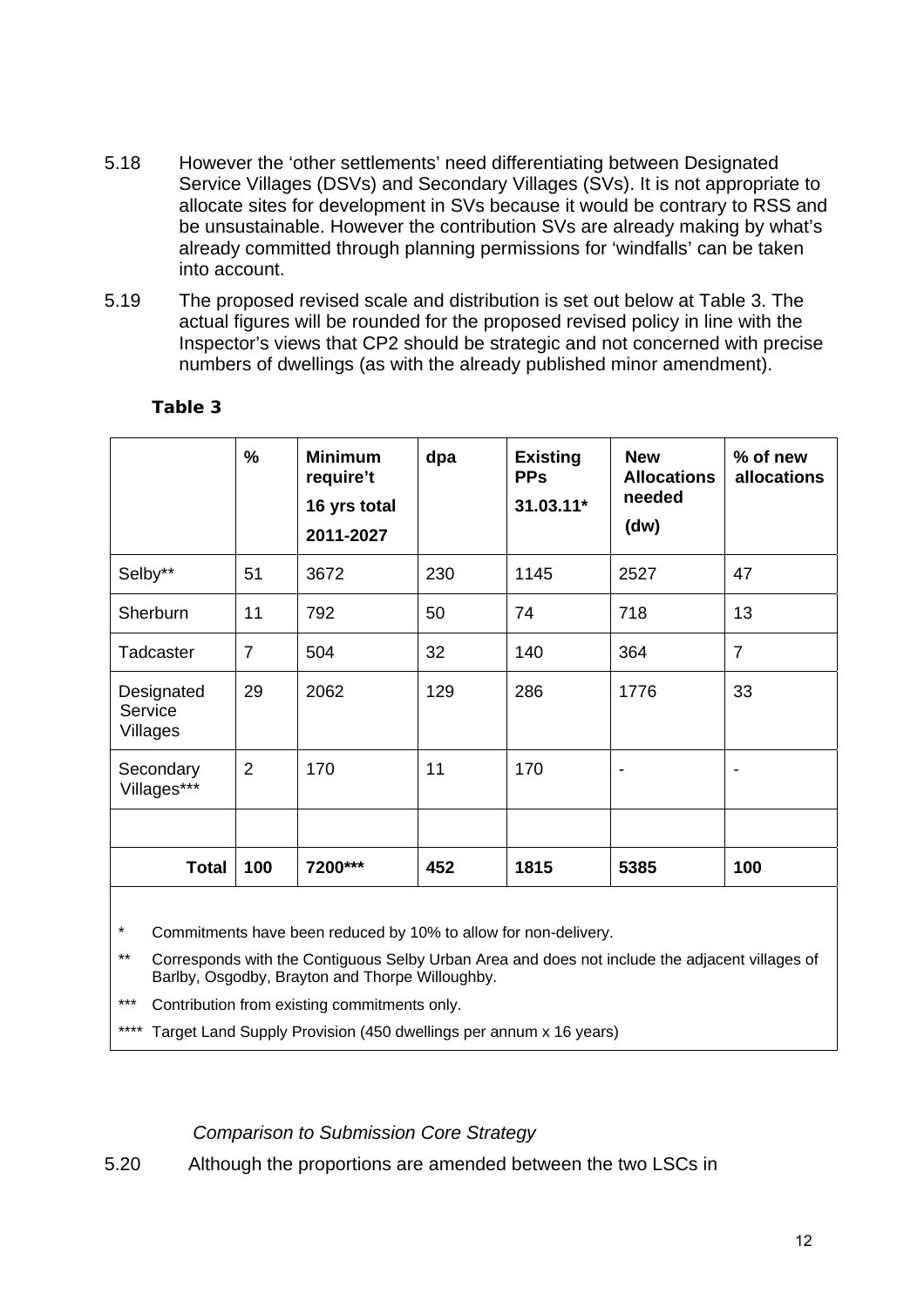5.18 However the 'other settlements' need differentiating between Designated Service Villages (DSVs) and Secondary Villages (SVs). It is not appropriate to allocate sites for development in SVs because it would be contrary to RSS and be unsustainable. However the contribution SVs are already making by what's already committed through planning permissions for 'windfalls' can be taken into account.

5.19 The proposed revised scale and distribution is set out below at Table 3. The actual figures will be rounded for the proposed revised policy in line with the Inspector's views that CP2 should be strategic and not concerned with precise numbers of dwellings (as with the already published minor amendment).

**Table 3**

| | % | Minimum require't 16 yrs total 2011-2027 | dpa | Existing PPs 31.03.11* | New Allocations needed (dw) | % of new allocations |
|---|---|---|---|---|---|---|
| Selby** | 51 | 3672 | 230 | 1145 | 2527 | 47 |
| Sherburn | 11 | 792 | 50 | 74 | 718 | 13 |
| Tadcaster | 7 | 504 | 32 | 140 | 364 | 7 |
| Designated Service Villages | 29 | 2062 | 129 | 286 | 1776 | 33 |
| Secondary Villages*** | 2 | 170 | 11 | 170 | - | - |
| | | | | | | |
| **Total** | **100** | **7200*** ** | **452** | **1815** | **5385** | **100** |

\* Commitments have been reduced by 10% to allow for non-delivery.

** Corresponds with the Contiguous Selby Urban Area and does not include the adjacent villages of Barlby, Osgodby, Brayton and Thorpe Willoughby.

*** Contribution from existing commitments only.

**** Target Land Supply Provision (450 dwellings per annum x 16 years)

*Comparison to Submission Core Strategy*

5.20 Although the proportions are amended between the two LSCs in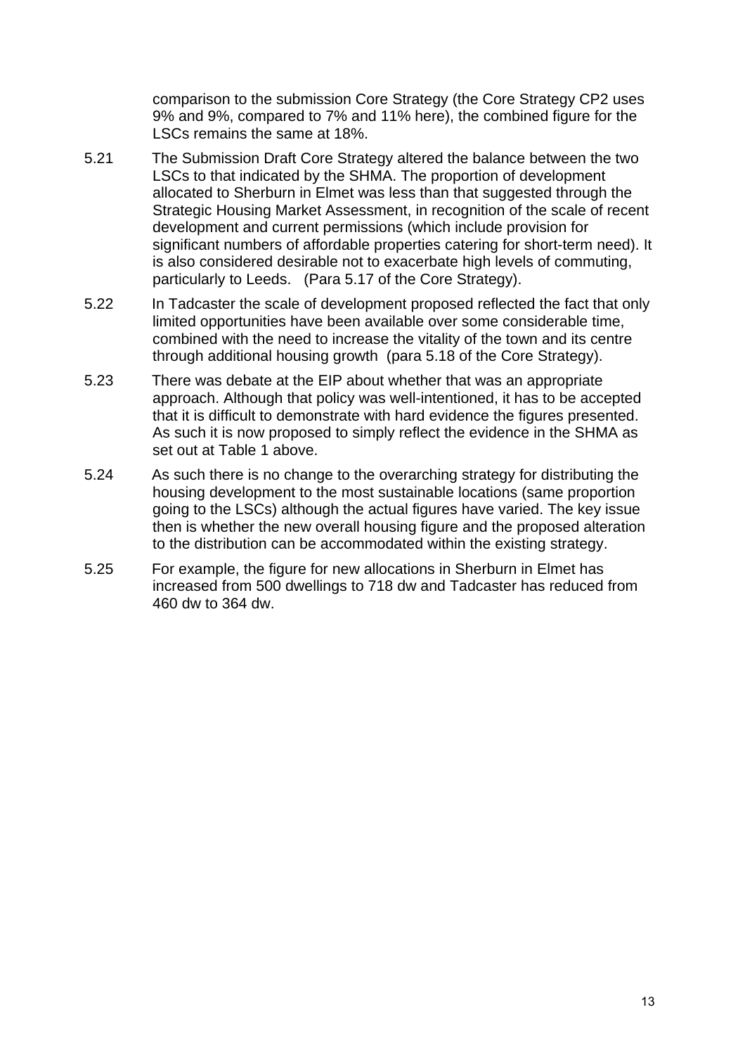comparison to the submission Core Strategy (the Core Strategy CP2 uses 9% and 9%, compared to 7% and 11% here), the combined figure for the LSCs remains the same at 18%.

5.21 The Submission Draft Core Strategy altered the balance between the two LSCs to that indicated by the SHMA. The proportion of development allocated to Sherburn in Elmet was less than that suggested through the Strategic Housing Market Assessment, in recognition of the scale of recent development and current permissions (which include provision for significant numbers of affordable properties catering for short-term need). It is also considered desirable not to exacerbate high levels of commuting, particularly to Leeds. (Para 5.17 of the Core Strategy).

5.22 In Tadcaster the scale of development proposed reflected the fact that only limited opportunities have been available over some considerable time, combined with the need to increase the vitality of the town and its centre through additional housing growth (para 5.18 of the Core Strategy).

5.23 There was debate at the EIP about whether that was an appropriate approach. Although that policy was well-intentioned, it has to be accepted that it is difficult to demonstrate with hard evidence the figures presented. As such it is now proposed to simply reflect the evidence in the SHMA as set out at Table 1 above.

5.24 As such there is no change to the overarching strategy for distributing the housing development to the most sustainable locations (same proportion going to the LSCs) although the actual figures have varied. The key issue then is whether the new overall housing figure and the proposed alteration to the distribution can be accommodated within the existing strategy.

5.25 For example, the figure for new allocations in Sherburn in Elmet has increased from 500 dwellings to 718 dw and Tadcaster has reduced from 460 dw to 364 dw.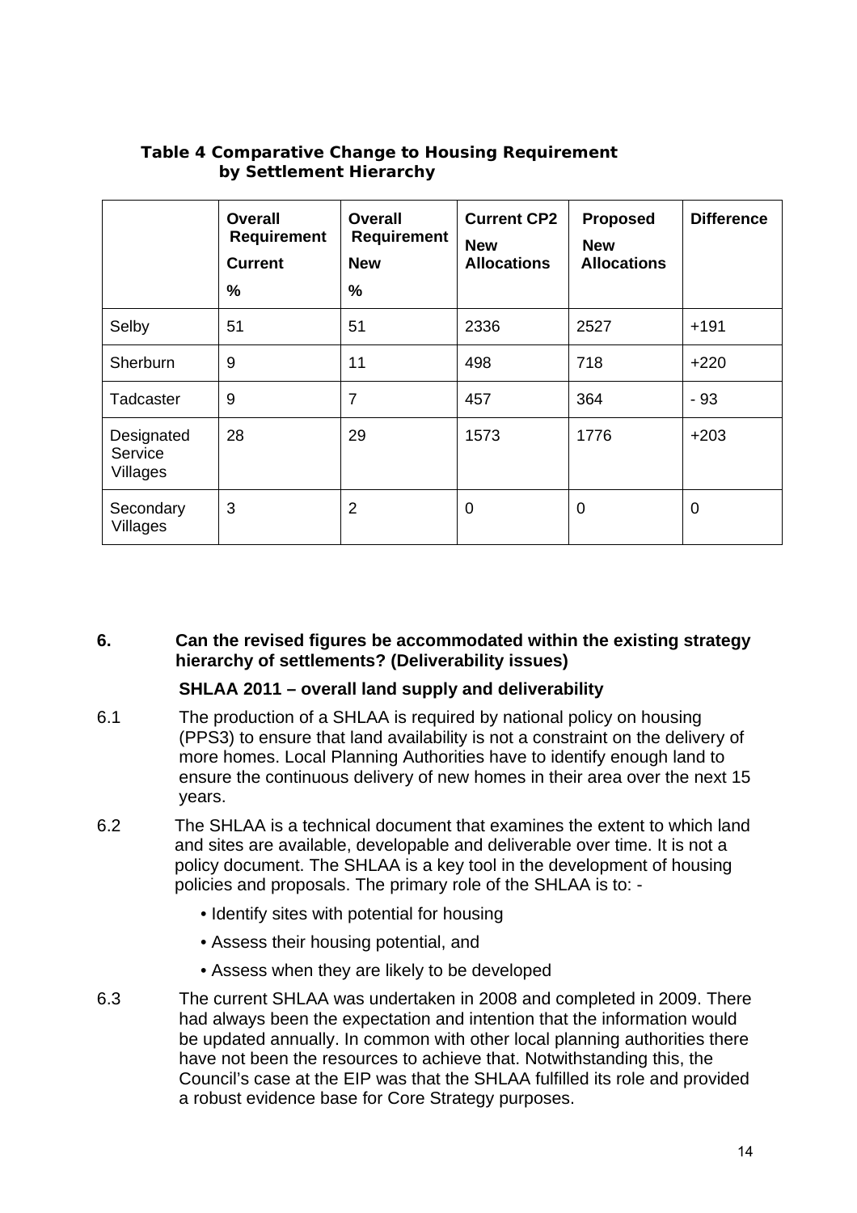**Table 4 Comparative Change to Housing Requirement by Settlement Hierarchy**

| | Overall Requirement Current % | Overall Requirement New % | Current CP2 New Allocations | Proposed New Allocations | Difference |
|---|---|---|---|---|---|
| Selby | 51 | 51 | 2336 | 2527 | +191 |
| Sherburn | 9 | 11 | 498 | 718 | +220 |
| Tadcaster | 9 | 7 | 457 | 364 | - 93 |
| Designated Service Villages | 28 | 29 | 1573 | 1776 | +203 |
| Secondary Villages | 3 | 2 | 0 | 0 | 0 |

## 6. Can the revised figures be accommodated within the existing strategy hierarchy of settlements? (Deliverability issues)

**SHLAA 2011 – overall land supply and deliverability**

6.1 The production of a SHLAA is required by national policy on housing (PPS3) to ensure that land availability is not a constraint on the delivery of more homes. Local Planning Authorities have to identify enough land to ensure the continuous delivery of new homes in their area over the next 15 years.

6.2 The SHLAA is a technical document that examines the extent to which land and sites are available, developable and deliverable over time. It is not a policy document. The SHLAA is a key tool in the development of housing policies and proposals. The primary role of the SHLAA is to: -

- Identify sites with potential for housing
- Assess their housing potential, and
- Assess when they are likely to be developed

6.3 The current SHLAA was undertaken in 2008 and completed in 2009. There had always been the expectation and intention that the information would be updated annually. In common with other local planning authorities there have not been the resources to achieve that. Notwithstanding this, the Council's case at the EIP was that the SHLAA fulfilled its role and provided a robust evidence base for Core Strategy purposes.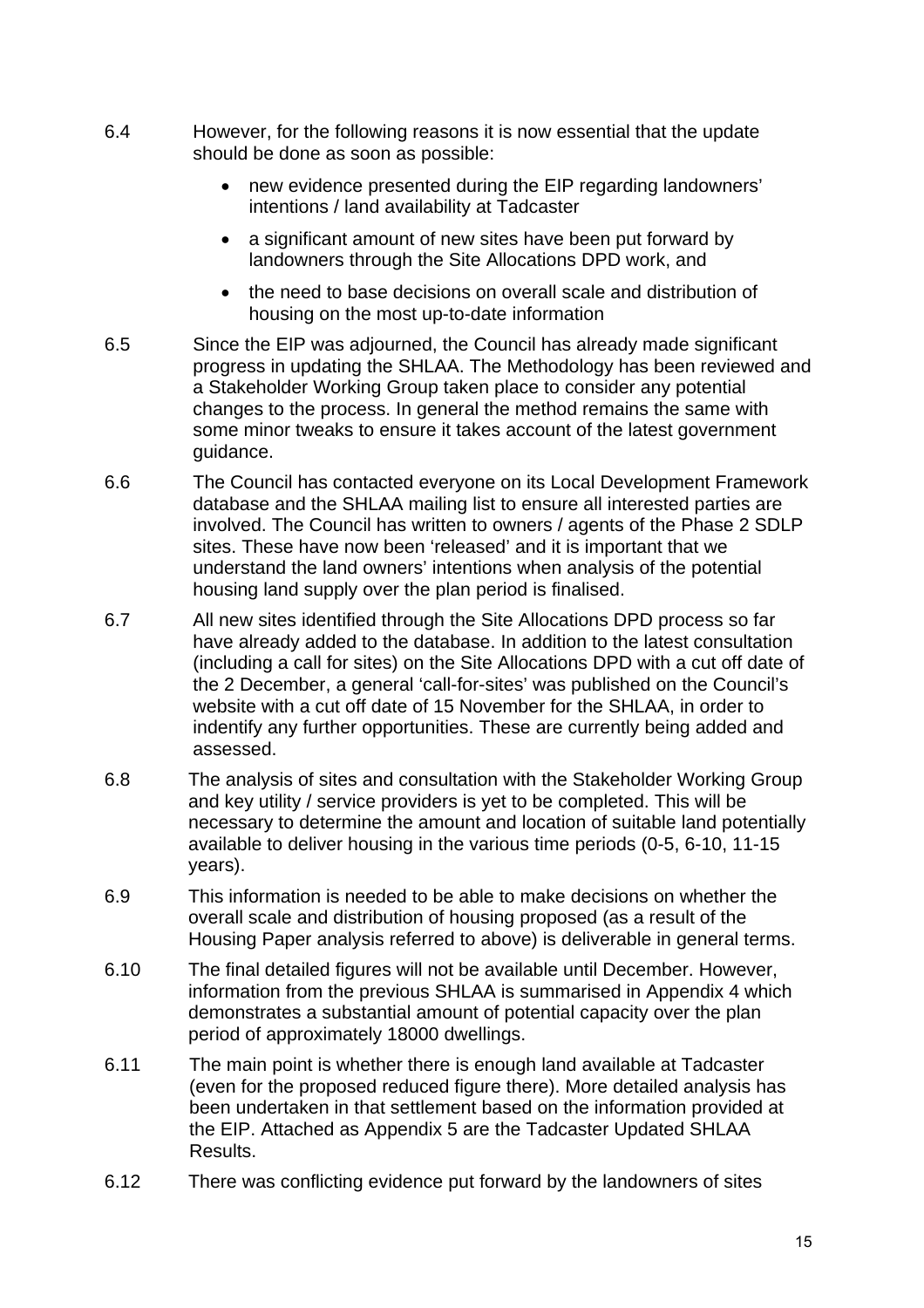6.4 However, for the following reasons it is now essential that the update should be done as soon as possible:

- new evidence presented during the EIP regarding landowners' intentions / land availability at Tadcaster
- a significant amount of new sites have been put forward by landowners through the Site Allocations DPD work, and
- the need to base decisions on overall scale and distribution of housing on the most up-to-date information

6.5 Since the EIP was adjourned, the Council has already made significant progress in updating the SHLAA. The Methodology has been reviewed and a Stakeholder Working Group taken place to consider any potential changes to the process. In general the method remains the same with some minor tweaks to ensure it takes account of the latest government guidance.

6.6 The Council has contacted everyone on its Local Development Framework database and the SHLAA mailing list to ensure all interested parties are involved. The Council has written to owners / agents of the Phase 2 SDLP sites. These have now been 'released' and it is important that we understand the land owners' intentions when analysis of the potential housing land supply over the plan period is finalised.

6.7 All new sites identified through the Site Allocations DPD process so far have already added to the database. In addition to the latest consultation (including a call for sites) on the Site Allocations DPD with a cut off date of the 2 December, a general 'call-for-sites' was published on the Council's website with a cut off date of 15 November for the SHLAA, in order to indentify any further opportunities. These are currently being added and assessed.

6.8 The analysis of sites and consultation with the Stakeholder Working Group and key utility / service providers is yet to be completed. This will be necessary to determine the amount and location of suitable land potentially available to deliver housing in the various time periods (0-5, 6-10, 11-15 years).

6.9 This information is needed to be able to make decisions on whether the overall scale and distribution of housing proposed (as a result of the Housing Paper analysis referred to above) is deliverable in general terms.

6.10 The final detailed figures will not be available until December. However, information from the previous SHLAA is summarised in Appendix 4 which demonstrates a substantial amount of potential capacity over the plan period of approximately 18000 dwellings.

6.11 The main point is whether there is enough land available at Tadcaster (even for the proposed reduced figure there). More detailed analysis has been undertaken in that settlement based on the information provided at the EIP. Attached as Appendix 5 are the Tadcaster Updated SHLAA Results.

6.12 There was conflicting evidence put forward by the landowners of sites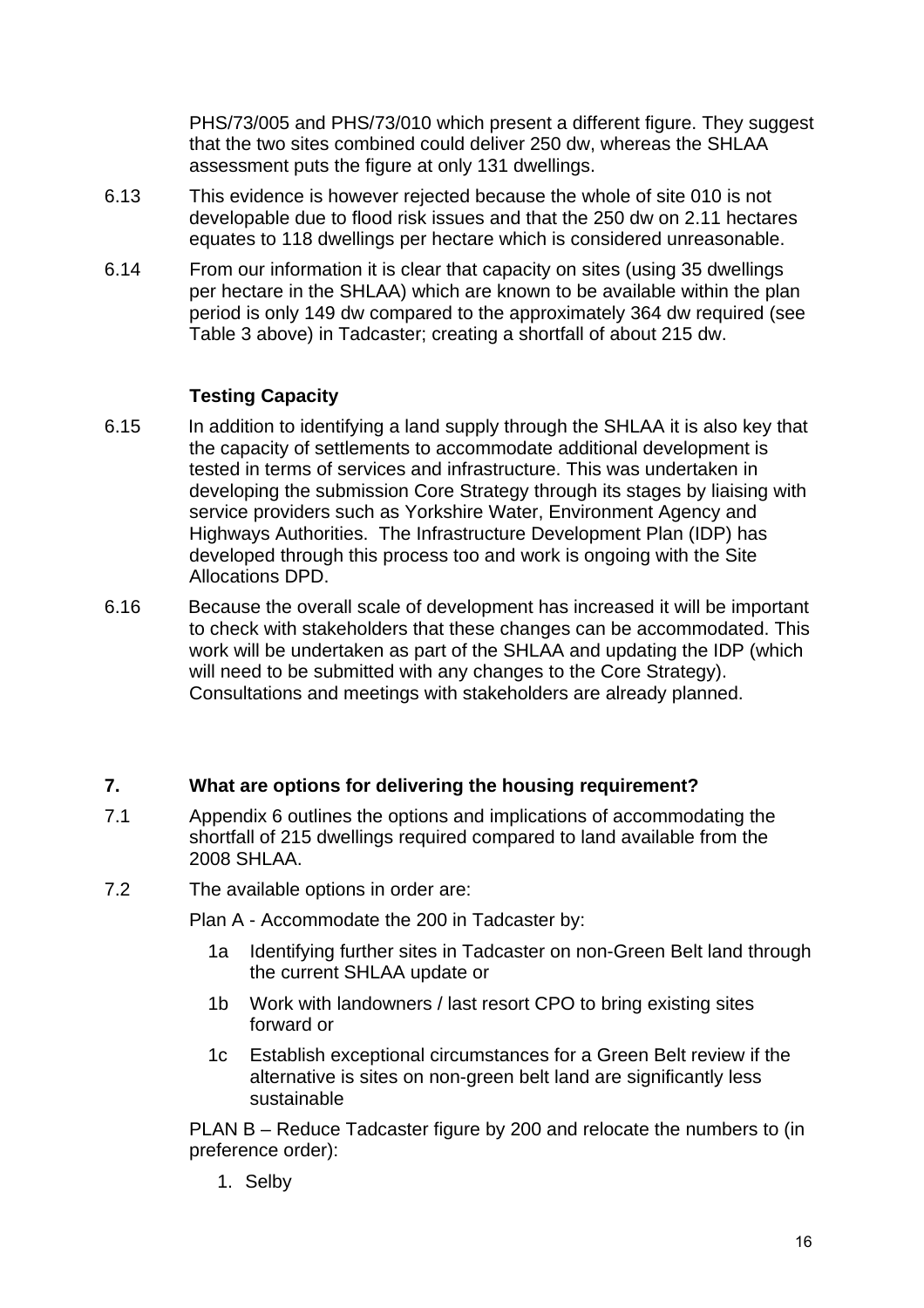PHS/73/005 and PHS/73/010 which present a different figure. They suggest that the two sites combined could deliver 250 dw, whereas the SHLAA assessment puts the figure at only 131 dwellings.

6.13 This evidence is however rejected because the whole of site 010 is not developable due to flood risk issues and that the 250 dw on 2.11 hectares equates to 118 dwellings per hectare which is considered unreasonable.

6.14 From our information it is clear that capacity on sites (using 35 dwellings per hectare in the SHLAA) which are known to be available within the plan period is only 149 dw compared to the approximately 364 dw required (see Table 3 above) in Tadcaster; creating a shortfall of about 215 dw.

**Testing Capacity**

6.15 In addition to identifying a land supply through the SHLAA it is also key that the capacity of settlements to accommodate additional development is tested in terms of services and infrastructure. This was undertaken in developing the submission Core Strategy through its stages by liaising with service providers such as Yorkshire Water, Environment Agency and Highways Authorities. The Infrastructure Development Plan (IDP) has developed through this process too and work is ongoing with the Site Allocations DPD.

6.16 Because the overall scale of development has increased it will be important to check with stakeholders that these changes can be accommodated. This work will be undertaken as part of the SHLAA and updating the IDP (which will need to be submitted with any changes to the Core Strategy). Consultations and meetings with stakeholders are already planned.

## 7. What are options for delivering the housing requirement?

7.1 Appendix 6 outlines the options and implications of accommodating the shortfall of 215 dwellings required compared to land available from the 2008 SHLAA.

7.2 The available options in order are:

Plan A - Accommodate the 200 in Tadcaster by:

- 1a Identifying further sites in Tadcaster on non-Green Belt land through the current SHLAA update or
- 1b Work with landowners / last resort CPO to bring existing sites forward or
- 1c Establish exceptional circumstances for a Green Belt review if the alternative is sites on non-green belt land are significantly less sustainable

PLAN B – Reduce Tadcaster figure by 200 and relocate the numbers to (in preference order):

1. Selby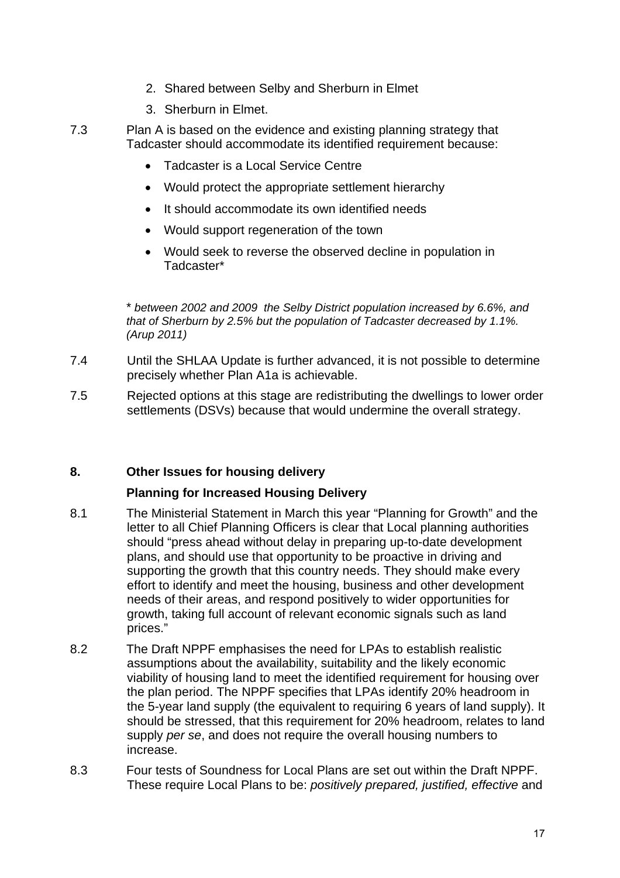2. Shared between Selby and Sherburn in Elmet
3. Sherburn in Elmet.

7.3 Plan A is based on the evidence and existing planning strategy that Tadcaster should accommodate its identified requirement because:

- Tadcaster is a Local Service Centre
- Would protect the appropriate settlement hierarchy
- It should accommodate its own identified needs
- Would support regeneration of the town
- Would seek to reverse the observed decline in population in Tadcaster*

\* *between 2002 and 2009 the Selby District population increased by 6.6%, and that of Sherburn by 2.5% but the population of Tadcaster decreased by 1.1%. (Arup 2011)*

7.4 Until the SHLAA Update is further advanced, it is not possible to determine precisely whether Plan A1a is achievable.

7.5 Rejected options at this stage are redistributing the dwellings to lower order settlements (DSVs) because that would undermine the overall strategy.

## 8. Other Issues for housing delivery

### Planning for Increased Housing Delivery

8.1 The Ministerial Statement in March this year "Planning for Growth" and the letter to all Chief Planning Officers is clear that Local planning authorities should "press ahead without delay in preparing up-to-date development plans, and should use that opportunity to be proactive in driving and supporting the growth that this country needs. They should make every effort to identify and meet the housing, business and other development needs of their areas, and respond positively to wider opportunities for growth, taking full account of relevant economic signals such as land prices."

8.2 The Draft NPPF emphasises the need for LPAs to establish realistic assumptions about the availability, suitability and the likely economic viability of housing land to meet the identified requirement for housing over the plan period. The NPPF specifies that LPAs identify 20% headroom in the 5-year land supply (the equivalent to requiring 6 years of land supply). It should be stressed, that this requirement for 20% headroom, relates to land supply *per se*, and does not require the overall housing numbers to increase.

8.3 Four tests of Soundness for Local Plans are set out within the Draft NPPF. These require Local Plans to be: *positively prepared, justified, effective* and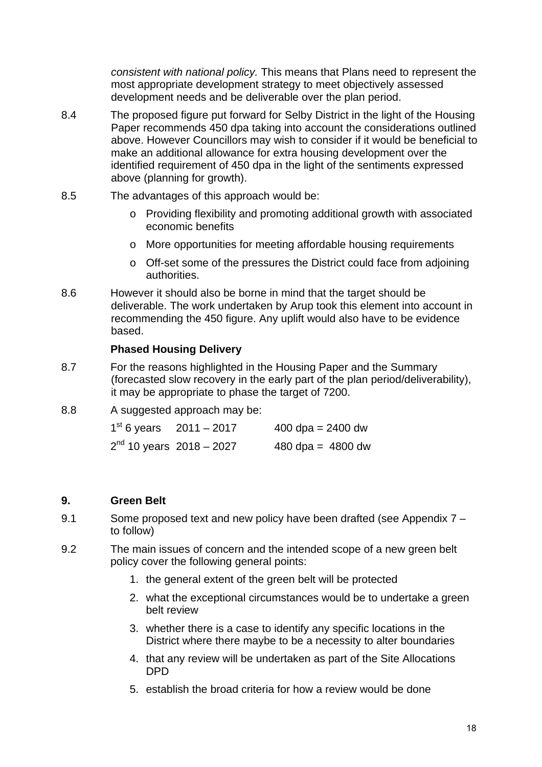*consistent with national policy.* This means that Plans need to represent the most appropriate development strategy to meet objectively assessed development needs and be deliverable over the plan period.

8.4 The proposed figure put forward for Selby District in the light of the Housing Paper recommends 450 dpa taking into account the considerations outlined above. However Councillors may wish to consider if it would be beneficial to make an additional allowance for extra housing development over the identified requirement of 450 dpa in the light of the sentiments expressed above (planning for growth).

8.5 The advantages of this approach would be:

- Providing flexibility and promoting additional growth with associated economic benefits
- More opportunities for meeting affordable housing requirements
- Off-set some of the pressures the District could face from adjoining authorities.

8.6 However it should also be borne in mind that the target should be deliverable. The work undertaken by Arup took this element into account in recommending the 450 figure. Any uplift would also have to be evidence based.

**Phased Housing Delivery**

8.7 For the reasons highlighted in the Housing Paper and the Summary (forecasted slow recovery in the early part of the plan period/deliverability), it may be appropriate to phase the target of 7200.

8.8 A suggested approach may be:

| | | |
|---|---|---|
| 1st 6 years | 2011 – 2017 | 400 dpa = 2400 dw |
| 2nd 10 years | 2018 – 2027 | 480 dpa = 4800 dw |

## 9. Green Belt

9.1 Some proposed text and new policy have been drafted (see Appendix 7 – to follow)

9.2 The main issues of concern and the intended scope of a new green belt policy cover the following general points:

1. the general extent of the green belt will be protected
2. what the exceptional circumstances would be to undertake a green belt review
3. whether there is a case to identify any specific locations in the District where there maybe to be a necessity to alter boundaries
4. that any review will be undertaken as part of the Site Allocations DPD
5. establish the broad criteria for how a review would be done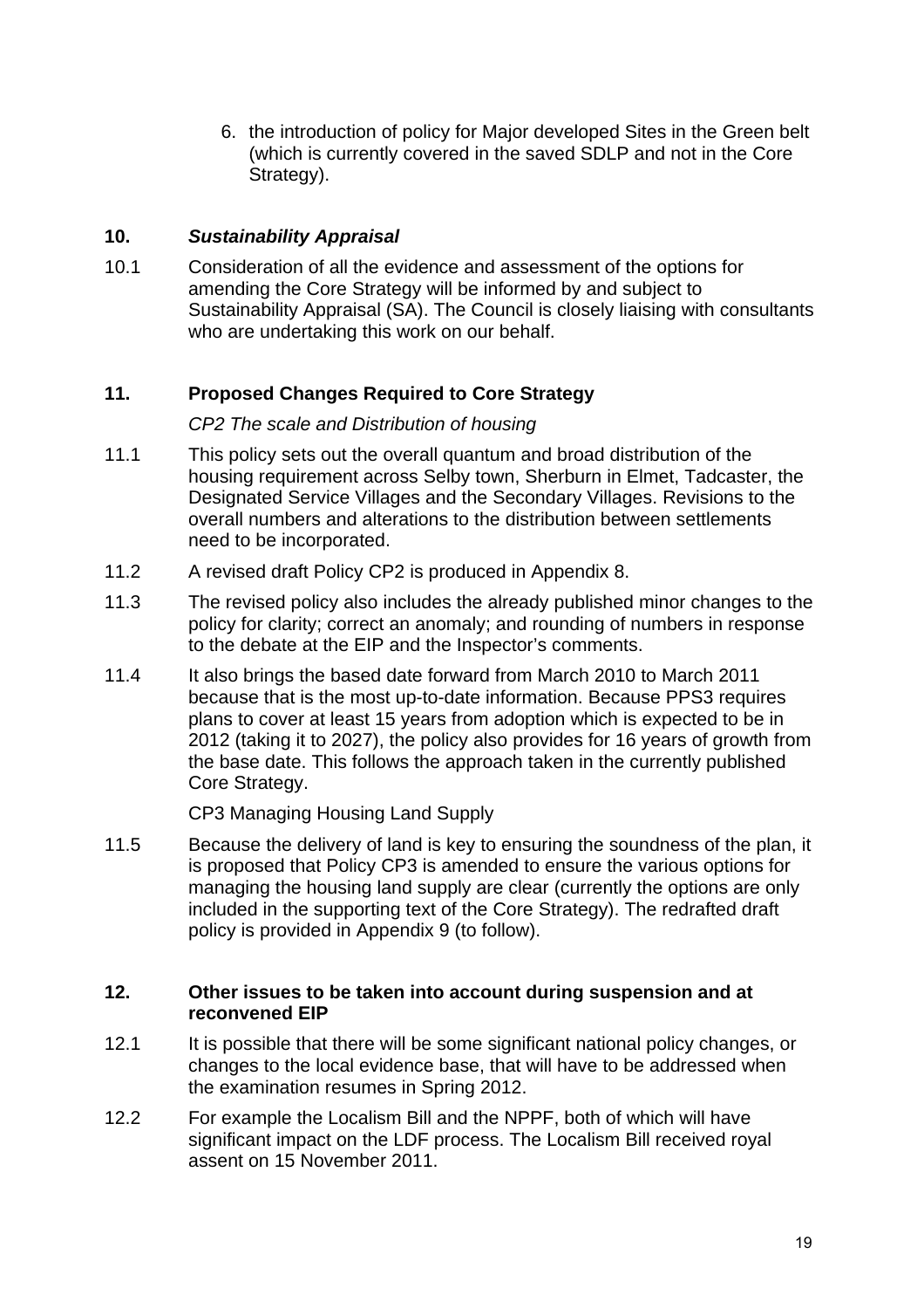6. the introduction of policy for Major developed Sites in the Green belt (which is currently covered in the saved SDLP and not in the Core Strategy).

## 10. *Sustainability Appraisal*

10.1 Consideration of all the evidence and assessment of the options for amending the Core Strategy will be informed by and subject to Sustainability Appraisal (SA). The Council is closely liaising with consultants who are undertaking this work on our behalf.

## 11. Proposed Changes Required to Core Strategy

*CP2 The scale and Distribution of housing*

11.1 This policy sets out the overall quantum and broad distribution of the housing requirement across Selby town, Sherburn in Elmet, Tadcaster, the Designated Service Villages and the Secondary Villages. Revisions to the overall numbers and alterations to the distribution between settlements need to be incorporated.

11.2 A revised draft Policy CP2 is produced in Appendix 8.

11.3 The revised policy also includes the already published minor changes to the policy for clarity; correct an anomaly; and rounding of numbers in response to the debate at the EIP and the Inspector's comments.

11.4 It also brings the based date forward from March 2010 to March 2011 because that is the most up-to-date information. Because PPS3 requires plans to cover at least 15 years from adoption which is expected to be in 2012 (taking it to 2027), the policy also provides for 16 years of growth from the base date. This follows the approach taken in the currently published Core Strategy.

CP3 Managing Housing Land Supply

11.5 Because the delivery of land is key to ensuring the soundness of the plan, it is proposed that Policy CP3 is amended to ensure the various options for managing the housing land supply are clear (currently the options are only included in the supporting text of the Core Strategy). The redrafted draft policy is provided in Appendix 9 (to follow).

## 12. Other issues to be taken into account during suspension and at reconvened EIP

12.1 It is possible that there will be some significant national policy changes, or changes to the local evidence base, that will have to be addressed when the examination resumes in Spring 2012.

12.2 For example the Localism Bill and the NPPF, both of which will have significant impact on the LDF process. The Localism Bill received royal assent on 15 November 2011.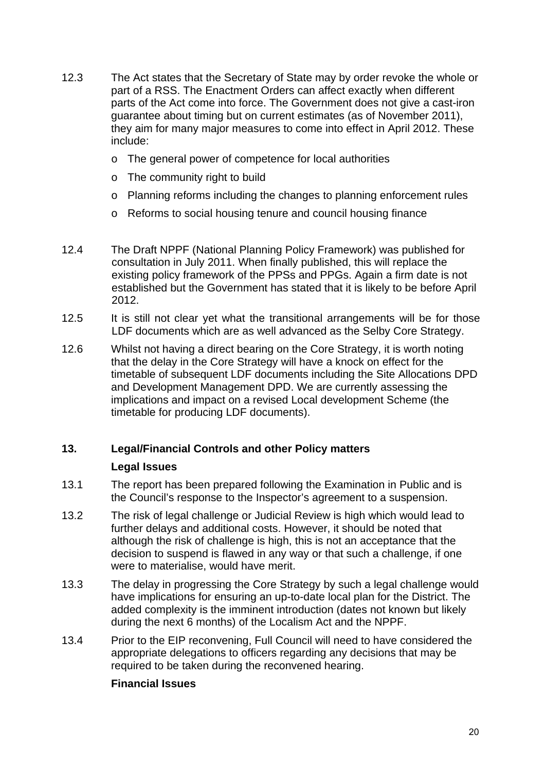12.3 The Act states that the Secretary of State may by order revoke the whole or part of a RSS. The Enactment Orders can affect exactly when different parts of the Act come into force. The Government does not give a cast-iron guarantee about timing but on current estimates (as of November 2011), they aim for many major measures to come into effect in April 2012. These include:

- The general power of competence for local authorities
- The community right to build
- Planning reforms including the changes to planning enforcement rules
- Reforms to social housing tenure and council housing finance

12.4 The Draft NPPF (National Planning Policy Framework) was published for consultation in July 2011. When finally published, this will replace the existing policy framework of the PPSs and PPGs. Again a firm date is not established but the Government has stated that it is likely to be before April 2012.

12.5 It is still not clear yet what the transitional arrangements will be for those LDF documents which are as well advanced as the Selby Core Strategy.

12.6 Whilst not having a direct bearing on the Core Strategy, it is worth noting that the delay in the Core Strategy will have a knock on effect for the timetable of subsequent LDF documents including the Site Allocations DPD and Development Management DPD. We are currently assessing the implications and impact on a revised Local development Scheme (the timetable for producing LDF documents).

## 13. Legal/Financial Controls and other Policy matters

### Legal Issues

13.1 The report has been prepared following the Examination in Public and is the Council's response to the Inspector's agreement to a suspension.

13.2 The risk of legal challenge or Judicial Review is high which would lead to further delays and additional costs. However, it should be noted that although the risk of challenge is high, this is not an acceptance that the decision to suspend is flawed in any way or that such a challenge, if one were to materialise, would have merit.

13.3 The delay in progressing the Core Strategy by such a legal challenge would have implications for ensuring an up-to-date local plan for the District. The added complexity is the imminent introduction (dates not known but likely during the next 6 months) of the Localism Act and the NPPF.

13.4 Prior to the EIP reconvening, Full Council will need to have considered the appropriate delegations to officers regarding any decisions that may be required to be taken during the reconvened hearing.

### Financial Issues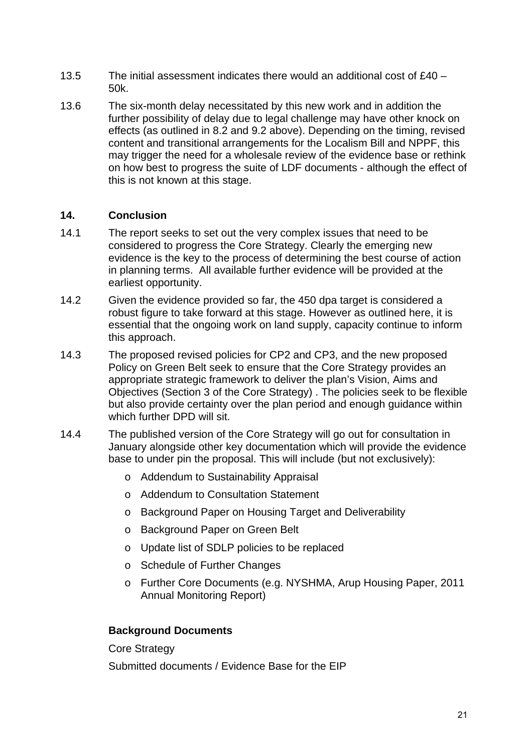13.5 The initial assessment indicates there would an additional cost of £40 – 50k.

13.6 The six-month delay necessitated by this new work and in addition the further possibility of delay due to legal challenge may have other knock on effects (as outlined in 8.2 and 9.2 above). Depending on the timing, revised content and transitional arrangements for the Localism Bill and NPPF, this may trigger the need for a wholesale review of the evidence base or rethink on how best to progress the suite of LDF documents - although the effect of this is not known at this stage.

## 14. Conclusion

14.1 The report seeks to set out the very complex issues that need to be considered to progress the Core Strategy. Clearly the emerging new evidence is the key to the process of determining the best course of action in planning terms. All available further evidence will be provided at the earliest opportunity.

14.2 Given the evidence provided so far, the 450 dpa target is considered a robust figure to take forward at this stage. However as outlined here, it is essential that the ongoing work on land supply, capacity continue to inform this approach.

14.3 The proposed revised policies for CP2 and CP3, and the new proposed Policy on Green Belt seek to ensure that the Core Strategy provides an appropriate strategic framework to deliver the plan's Vision, Aims and Objectives (Section 3 of the Core Strategy) . The policies seek to be flexible but also provide certainty over the plan period and enough guidance within which further DPD will sit.

14.4 The published version of the Core Strategy will go out for consultation in January alongside other key documentation which will provide the evidence base to under pin the proposal. This will include (but not exclusively):

- Addendum to Sustainability Appraisal
- Addendum to Consultation Statement
- Background Paper on Housing Target and Deliverability
- Background Paper on Green Belt
- Update list of SDLP policies to be replaced
- Schedule of Further Changes
- Further Core Documents (e.g. NYSHMA, Arup Housing Paper, 2011 Annual Monitoring Report)

**Background Documents**

Core Strategy

Submitted documents / Evidence Base for the EIP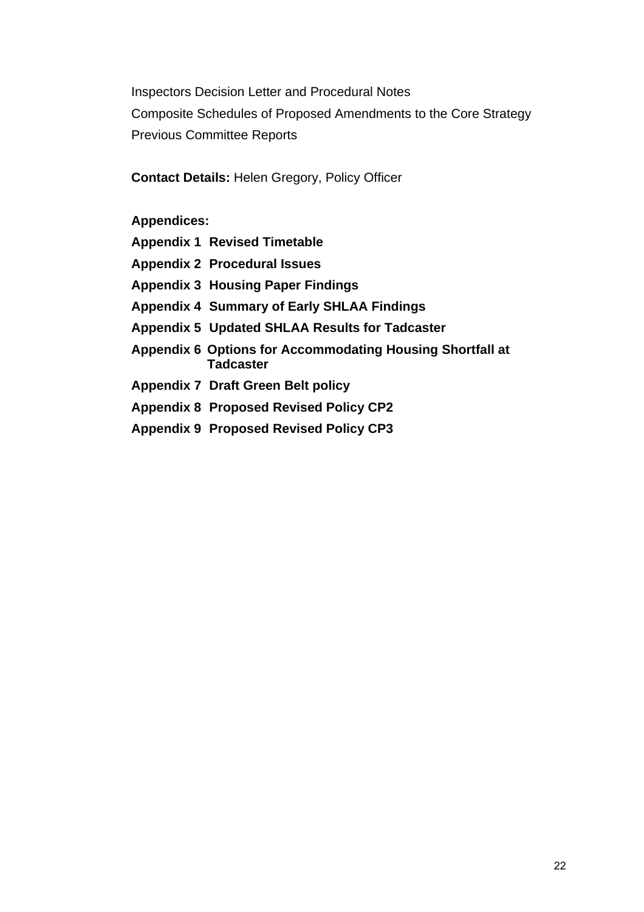Inspectors Decision Letter and Procedural Notes

Composite Schedules of Proposed Amendments to the Core Strategy

Previous Committee Reports

**Contact Details:** Helen Gregory, Policy Officer

**Appendices:**

**Appendix 1 Revised Timetable**

**Appendix 2 Procedural Issues**

**Appendix 3 Housing Paper Findings**

**Appendix 4 Summary of Early SHLAA Findings**

**Appendix 5 Updated SHLAA Results for Tadcaster**

**Appendix 6 Options for Accommodating Housing Shortfall at Tadcaster**

**Appendix 7 Draft Green Belt policy**

**Appendix 8 Proposed Revised Policy CP2**

**Appendix 9 Proposed Revised Policy CP3**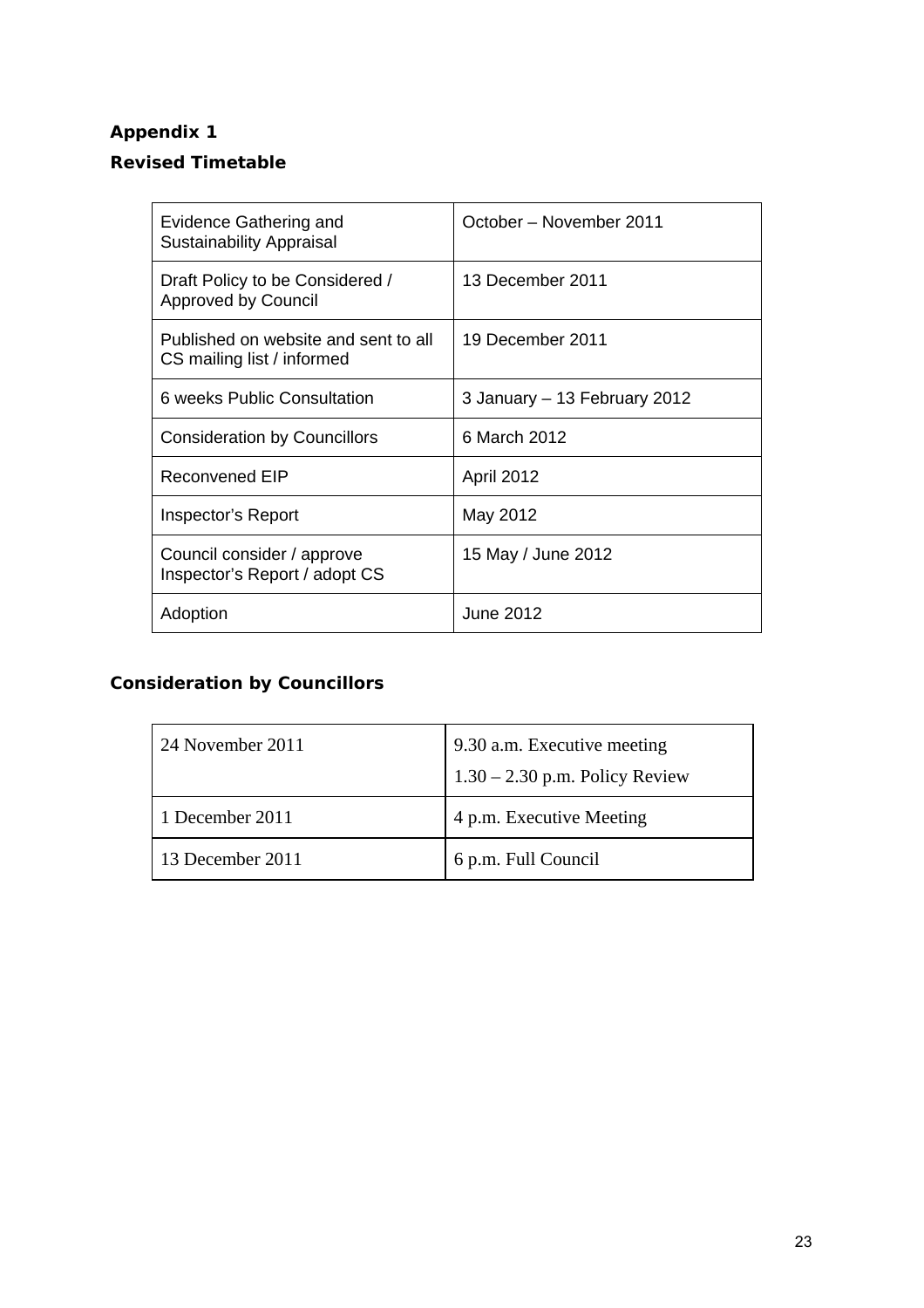**Appendix 1**

**Revised Timetable**

| | |
|---|---|
| Evidence Gathering and Sustainability Appraisal | October – November 2011 |
| Draft Policy to be Considered / Approved by Council | 13 December 2011 |
| Published on website and sent to all CS mailing list / informed | 19 December 2011 |
| 6 weeks Public Consultation | 3 January – 13 February 2012 |
| Consideration by Councillors | 6 March 2012 |
| Reconvened EIP | April 2012 |
| Inspector's Report | May 2012 |
| Council consider / approve Inspector's Report / adopt CS | 15 May / June 2012 |
| Adoption | June 2012 |

**Consideration by Councillors**

| | |
|---|---|
| 24 November 2011 | 9.30 a.m. Executive meeting<br>1.30 – 2.30 p.m. Policy Review |
| 1 December 2011 | 4 p.m. Executive Meeting |
| 13 December 2011 | 6 p.m. Full Council |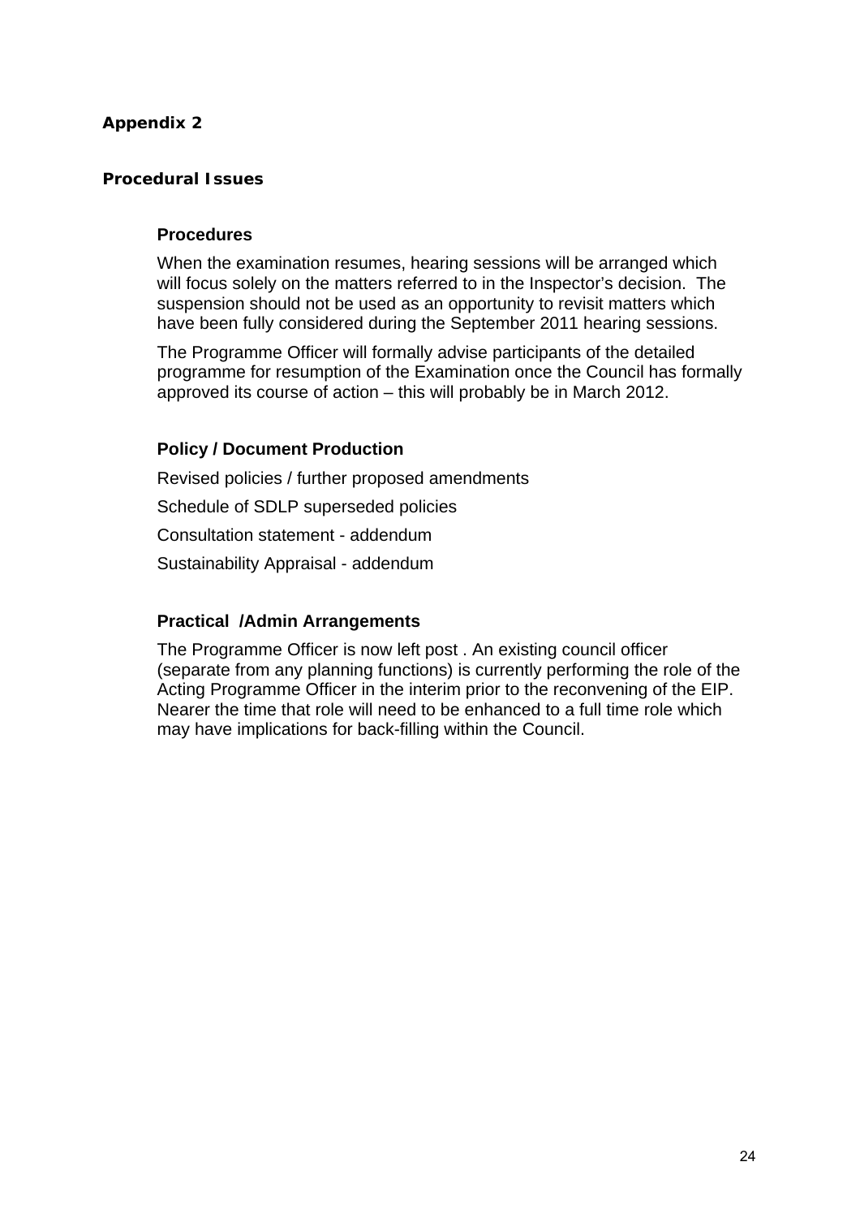## Appendix 2

### Procedural Issues

#### Procedures

When the examination resumes, hearing sessions will be arranged which will focus solely on the matters referred to in the Inspector's decision. The suspension should not be used as an opportunity to revisit matters which have been fully considered during the September 2011 hearing sessions.

The Programme Officer will formally advise participants of the detailed programme for resumption of the Examination once the Council has formally approved its course of action – this will probably be in March 2012.

#### Policy / Document Production

Revised policies / further proposed amendments

Schedule of SDLP superseded policies

Consultation statement - addendum

Sustainability Appraisal - addendum

#### Practical /Admin Arrangements

The Programme Officer is now left post . An existing council officer (separate from any planning functions) is currently performing the role of the Acting Programme Officer in the interim prior to the reconvening of the EIP. Nearer the time that role will need to be enhanced to a full time role which may have implications for back-filling within the Council.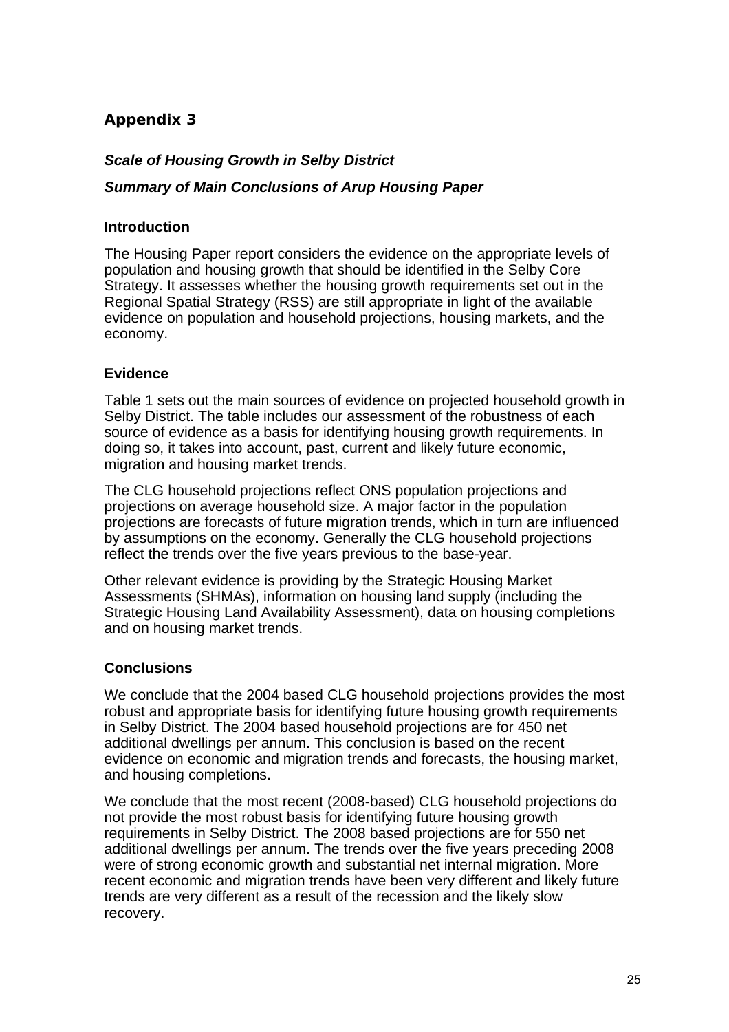## Appendix 3

***Scale of Housing Growth in Selby District***

***Summary of Main Conclusions of Arup Housing Paper***

### Introduction

The Housing Paper report considers the evidence on the appropriate levels of population and housing growth that should be identified in the Selby Core Strategy. It assesses whether the housing growth requirements set out in the Regional Spatial Strategy (RSS) are still appropriate in light of the available evidence on population and household projections, housing markets, and the economy.

### Evidence

Table 1 sets out the main sources of evidence on projected household growth in Selby District. The table includes our assessment of the robustness of each source of evidence as a basis for identifying housing growth requirements. In doing so, it takes into account, past, current and likely future economic, migration and housing market trends.

The CLG household projections reflect ONS population projections and projections on average household size. A major factor in the population projections are forecasts of future migration trends, which in turn are influenced by assumptions on the economy. Generally the CLG household projections reflect the trends over the five years previous to the base-year.

Other relevant evidence is providing by the Strategic Housing Market Assessments (SHMAs), information on housing land supply (including the Strategic Housing Land Availability Assessment), data on housing completions and on housing market trends.

### Conclusions

We conclude that the 2004 based CLG household projections provides the most robust and appropriate basis for identifying future housing growth requirements in Selby District. The 2004 based household projections are for 450 net additional dwellings per annum. This conclusion is based on the recent evidence on economic and migration trends and forecasts, the housing market, and housing completions.

We conclude that the most recent (2008-based) CLG household projections do not provide the most robust basis for identifying future housing growth requirements in Selby District. The 2008 based projections are for 550 net additional dwellings per annum. The trends over the five years preceding 2008 were of strong economic growth and substantial net internal migration. More recent economic and migration trends have been very different and likely future trends are very different as a result of the recession and the likely slow recovery.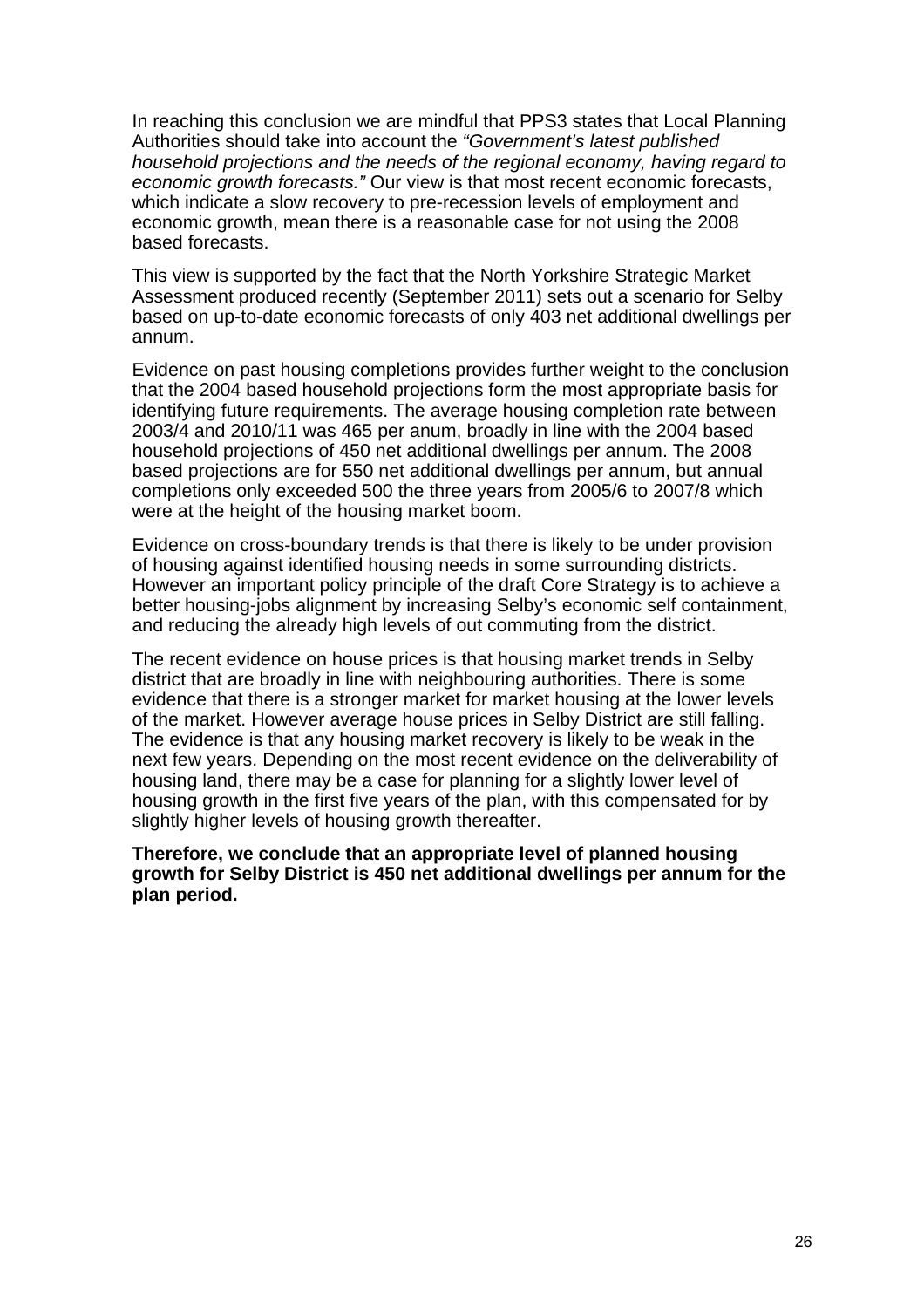In reaching this conclusion we are mindful that PPS3 states that Local Planning Authorities should take into account the *"Government's latest published household projections and the needs of the regional economy, having regard to economic growth forecasts."* Our view is that most recent economic forecasts, which indicate a slow recovery to pre-recession levels of employment and economic growth, mean there is a reasonable case for not using the 2008 based forecasts.

This view is supported by the fact that the North Yorkshire Strategic Market Assessment produced recently (September 2011) sets out a scenario for Selby based on up-to-date economic forecasts of only 403 net additional dwellings per annum.

Evidence on past housing completions provides further weight to the conclusion that the 2004 based household projections form the most appropriate basis for identifying future requirements. The average housing completion rate between 2003/4 and 2010/11 was 465 per anum, broadly in line with the 2004 based household projections of 450 net additional dwellings per annum. The 2008 based projections are for 550 net additional dwellings per annum, but annual completions only exceeded 500 the three years from 2005/6 to 2007/8 which were at the height of the housing market boom.

Evidence on cross-boundary trends is that there is likely to be under provision of housing against identified housing needs in some surrounding districts. However an important policy principle of the draft Core Strategy is to achieve a better housing-jobs alignment by increasing Selby's economic self containment, and reducing the already high levels of out commuting from the district.

The recent evidence on house prices is that housing market trends in Selby district that are broadly in line with neighbouring authorities. There is some evidence that there is a stronger market for market housing at the lower levels of the market. However average house prices in Selby District are still falling. The evidence is that any housing market recovery is likely to be weak in the next few years. Depending on the most recent evidence on the deliverability of housing land, there may be a case for planning for a slightly lower level of housing growth in the first five years of the plan, with this compensated for by slightly higher levels of housing growth thereafter.

**Therefore, we conclude that an appropriate level of planned housing growth for Selby District is 450 net additional dwellings per annum for the plan period.**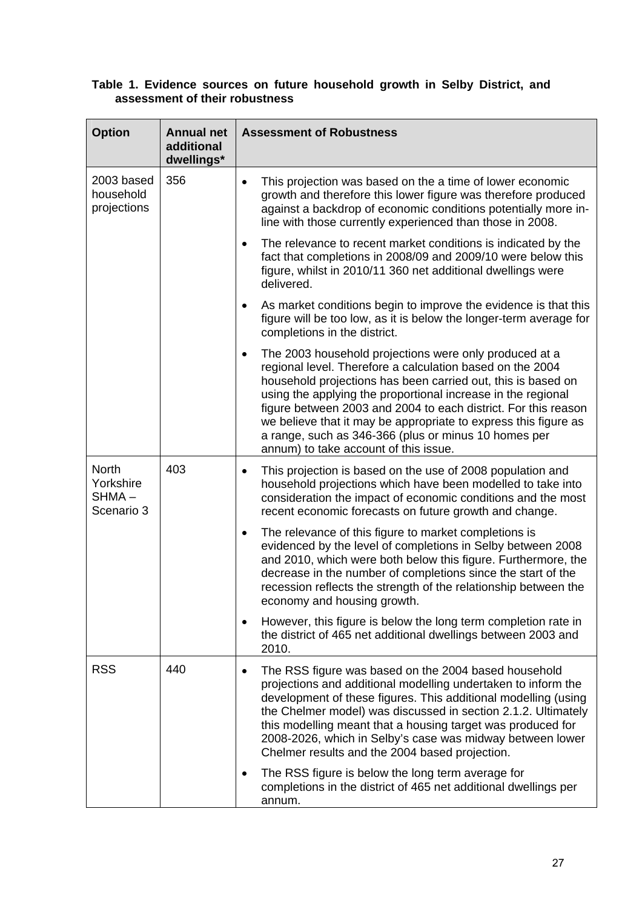**Table 1. Evidence sources on future household growth in Selby District, and assessment of their robustness**

| Option | Annual net additional dwellings* | Assessment of Robustness |
|---|---|---|
| 2003 based household projections | 356 | • This projection was based on the a time of lower economic growth and therefore this lower figure was therefore produced against a backdrop of economic conditions potentially more in-line with those currently experienced than those in 2008.<br>• The relevance to recent market conditions is indicated by the fact that completions in 2008/09 and 2009/10 were below this figure, whilst in 2010/11 360 net additional dwellings were delivered.<br>• As market conditions begin to improve the evidence is that this figure will be too low, as it is below the longer-term average for completions in the district.<br>• The 2003 household projections were only produced at a regional level. Therefore a calculation based on the 2004 household projections has been carried out, this is based on using the applying the proportional increase in the regional figure between 2003 and 2004 to each district. For this reason we believe that it may be appropriate to express this figure as a range, such as 346-366 (plus or minus 10 homes per annum) to take account of this issue. |
| North Yorkshire SHMA – Scenario 3 | 403 | • This projection is based on the use of 2008 population and household projections which have been modelled to take into consideration the impact of economic conditions and the most recent economic forecasts on future growth and change.<br>• The relevance of this figure to market completions is evidenced by the level of completions in Selby between 2008 and 2010, which were both below this figure. Furthermore, the decrease in the number of completions since the start of the recession reflects the strength of the relationship between the economy and housing growth.<br>• However, this figure is below the long term completion rate in the district of 465 net additional dwellings between 2003 and 2010. |
| RSS | 440 | • The RSS figure was based on the 2004 based household projections and additional modelling undertaken to inform the development of these figures. This additional modelling (using the Chelmer model) was discussed in section 2.1.2. Ultimately this modelling meant that a housing target was produced for 2008-2026, which in Selby's case was midway between lower Chelmer results and the 2004 based projection.<br>• The RSS figure is below the long term average for completions in the district of 465 net additional dwellings per annum. |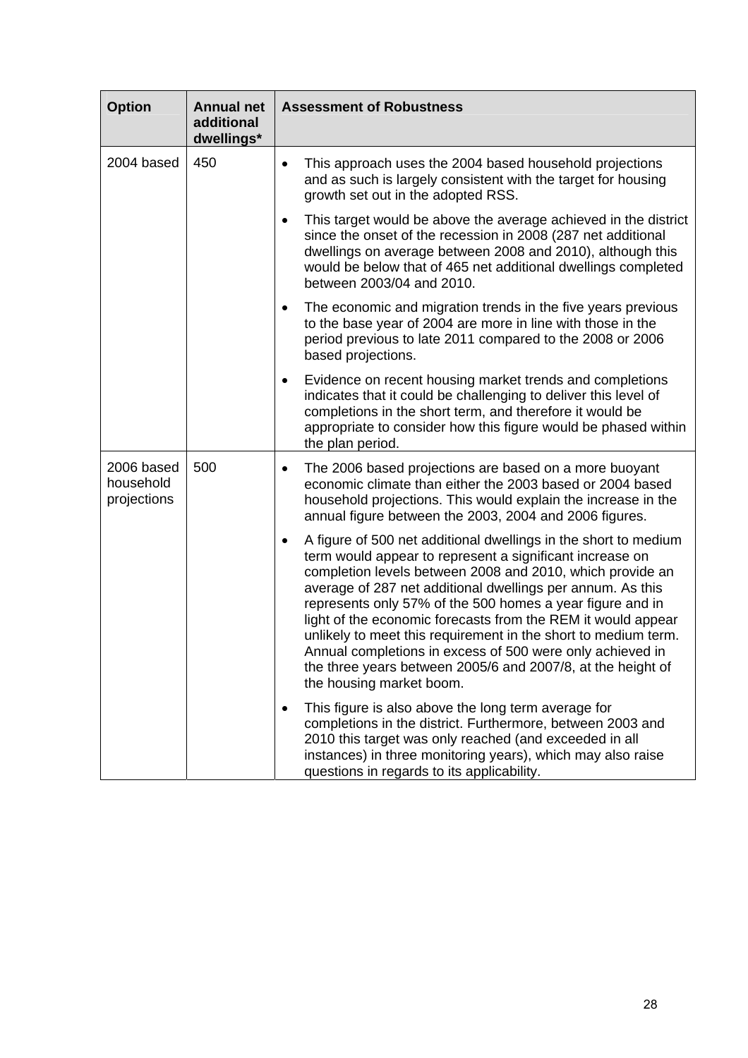| Option | Annual net additional dwellings* | Assessment of Robustness |
|---|---|---|
| 2004 based | 450 | • This approach uses the 2004 based household projections and as such is largely consistent with the target for housing growth set out in the adopted RSS.<br>• This target would be above the average achieved in the district since the onset of the recession in 2008 (287 net additional dwellings on average between 2008 and 2010), although this would be below that of 465 net additional dwellings completed between 2003/04 and 2010.<br>• The economic and migration trends in the five years previous to the base year of 2004 are more in line with those in the period previous to late 2011 compared to the 2008 or 2006 based projections.<br>• Evidence on recent housing market trends and completions indicates that it could be challenging to deliver this level of completions in the short term, and therefore it would be appropriate to consider how this figure would be phased within the plan period. |
| 2006 based household projections | 500 | • The 2006 based projections are based on a more buoyant economic climate than either the 2003 based or 2004 based household projections. This would explain the increase in the annual figure between the 2003, 2004 and 2006 figures.<br>• A figure of 500 net additional dwellings in the short to medium term would appear to represent a significant increase on completion levels between 2008 and 2010, which provide an average of 287 net additional dwellings per annum. As this represents only 57% of the 500 homes a year figure and in light of the economic forecasts from the REM it would appear unlikely to meet this requirement in the short to medium term. Annual completions in excess of 500 were only achieved in the three years between 2005/6 and 2007/8, at the height of the housing market boom.<br>• This figure is also above the long term average for completions in the district. Furthermore, between 2003 and 2010 this target was only reached (and exceeded in all instances) in three monitoring years), which may also raise questions in regards to its applicability. |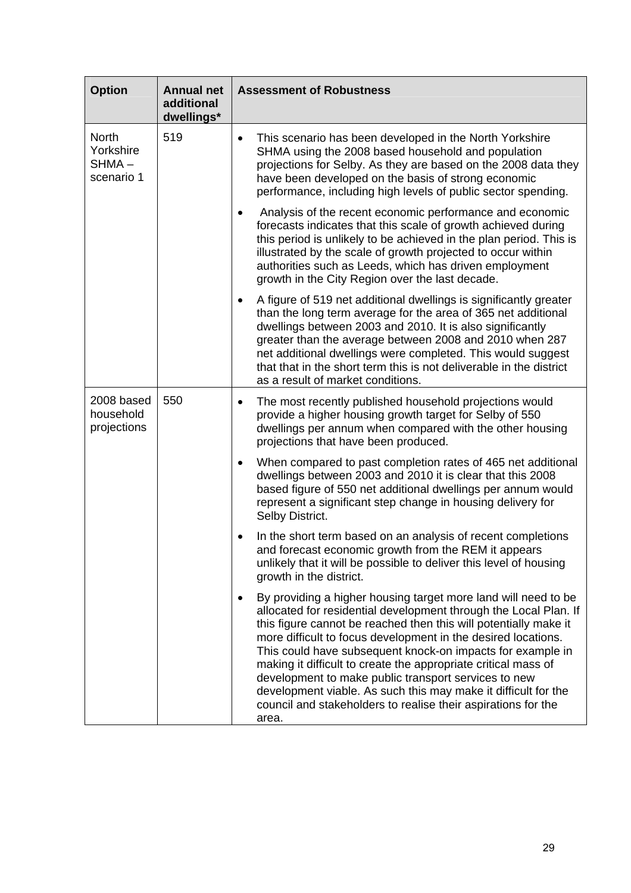| Option | Annual net additional dwellings* | Assessment of Robustness |
|---|---|---|
| North Yorkshire SHMA – scenario 1 | 519 | • This scenario has been developed in the North Yorkshire SHMA using the 2008 based household and population projections for Selby. As they are based on the 2008 data they have been developed on the basis of strong economic performance, including high levels of public sector spending.<br>• Analysis of the recent economic performance and economic forecasts indicates that this scale of growth achieved during this period is unlikely to be achieved in the plan period. This is illustrated by the scale of growth projected to occur within authorities such as Leeds, which has driven employment growth in the City Region over the last decade.<br>• A figure of 519 net additional dwellings is significantly greater than the long term average for the area of 365 net additional dwellings between 2003 and 2010. It is also significantly greater than the average between 2008 and 2010 when 287 net additional dwellings were completed. This would suggest that that in the short term this is not deliverable in the district as a result of market conditions. |
| 2008 based household projections | 550 | • The most recently published household projections would provide a higher housing growth target for Selby of 550 dwellings per annum when compared with the other housing projections that have been produced.<br>• When compared to past completion rates of 465 net additional dwellings between 2003 and 2010 it is clear that this 2008 based figure of 550 net additional dwellings per annum would represent a significant step change in housing delivery for Selby District.<br>• In the short term based on an analysis of recent completions and forecast economic growth from the REM it appears unlikely that it will be possible to deliver this level of housing growth in the district.<br>• By providing a higher housing target more land will need to be allocated for residential development through the Local Plan. If this figure cannot be reached then this will potentially make it more difficult to focus development in the desired locations. This could have subsequent knock-on impacts for example in making it difficult to create the appropriate critical mass of development to make public transport services to new development viable. As such this may make it difficult for the council and stakeholders to realise their aspirations for the area. |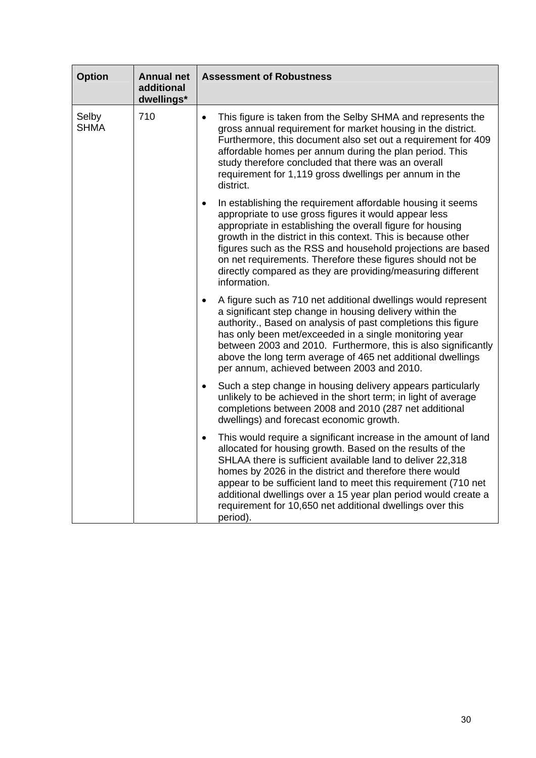| Option | Annual net additional dwellings* | Assessment of Robustness |
|---|---|---|
| Selby SHMA | 710 | • This figure is taken from the Selby SHMA and represents the gross annual requirement for market housing in the district. Furthermore, this document also set out a requirement for 409 affordable homes per annum during the plan period. This study therefore concluded that there was an overall requirement for 1,119 gross dwellings per annum in the district.<br>• In establishing the requirement affordable housing it seems appropriate to use gross figures it would appear less appropriate in establishing the overall figure for housing growth in the district in this context. This is because other figures such as the RSS and household projections are based on net requirements. Therefore these figures should not be directly compared as they are providing/measuring different information.<br>• A figure such as 710 net additional dwellings would represent a significant step change in housing delivery within the authority., Based on analysis of past completions this figure has only been met/exceeded in a single monitoring year between 2003 and 2010. Furthermore, this is also significantly above the long term average of 465 net additional dwellings per annum, achieved between 2003 and 2010.<br>• Such a step change in housing delivery appears particularly unlikely to be achieved in the short term; in light of average completions between 2008 and 2010 (287 net additional dwellings) and forecast economic growth.<br>• This would require a significant increase in the amount of land allocated for housing growth. Based on the results of the SHLAA there is sufficient available land to deliver 22,318 homes by 2026 in the district and therefore there would appear to be sufficient land to meet this requirement (710 net additional dwellings over a 15 year plan period would create a requirement for 10,650 net additional dwellings over this period). |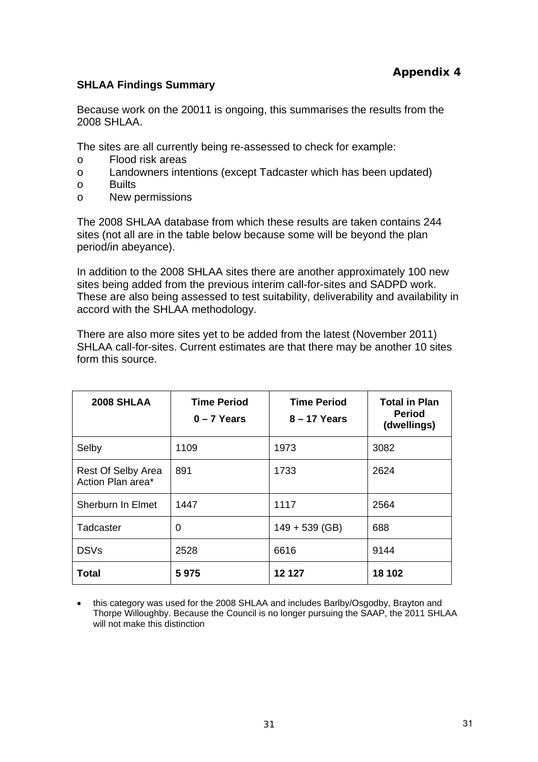**Appendix 4**

**SHLAA Findings Summary**

Because work on the 20011 is ongoing, this summarises the results from the 2008 SHLAA.

The sites are all currently being re-assessed to check for example:

- o Flood risk areas
- o Landowners intentions (except Tadcaster which has been updated)
- o Builts
- o New permissions

The 2008 SHLAA database from which these results are taken contains 244 sites (not all are in the table below because some will be beyond the plan period/in abeyance).

In addition to the 2008 SHLAA sites there are another approximately 100 new sites being added from the previous interim call-for-sites and SADPD work. These are also being assessed to test suitability, deliverability and availability in accord with the SHLAA methodology.

There are also more sites yet to be added from the latest (November 2011) SHLAA call-for-sites. Current estimates are that there may be another 10 sites form this source.

| **2008 SHLAA** | **Time Period 0 – 7 Years** | **Time Period 8 – 17 Years** | **Total in Plan Period (dwellings)** |
|---|---|---|---|
| Selby | 1109 | 1973 | 3082 |
| Rest Of Selby Area Action Plan area* | 891 | 1733 | 2624 |
| Sherburn In Elmet | 1447 | 1117 | 2564 |
| Tadcaster | 0 | 149 + 539 (GB) | 688 |
| DSVs | 2528 | 6616 | 9144 |
| **Total** | **5 975** | **12 127** | **18 102** |

- this category was used for the 2008 SHLAA and includes Barlby/Osgodby, Brayton and Thorpe Willoughby. Because the Council is no longer pursuing the SAAP, the 2011 SHLAA will not make this distinction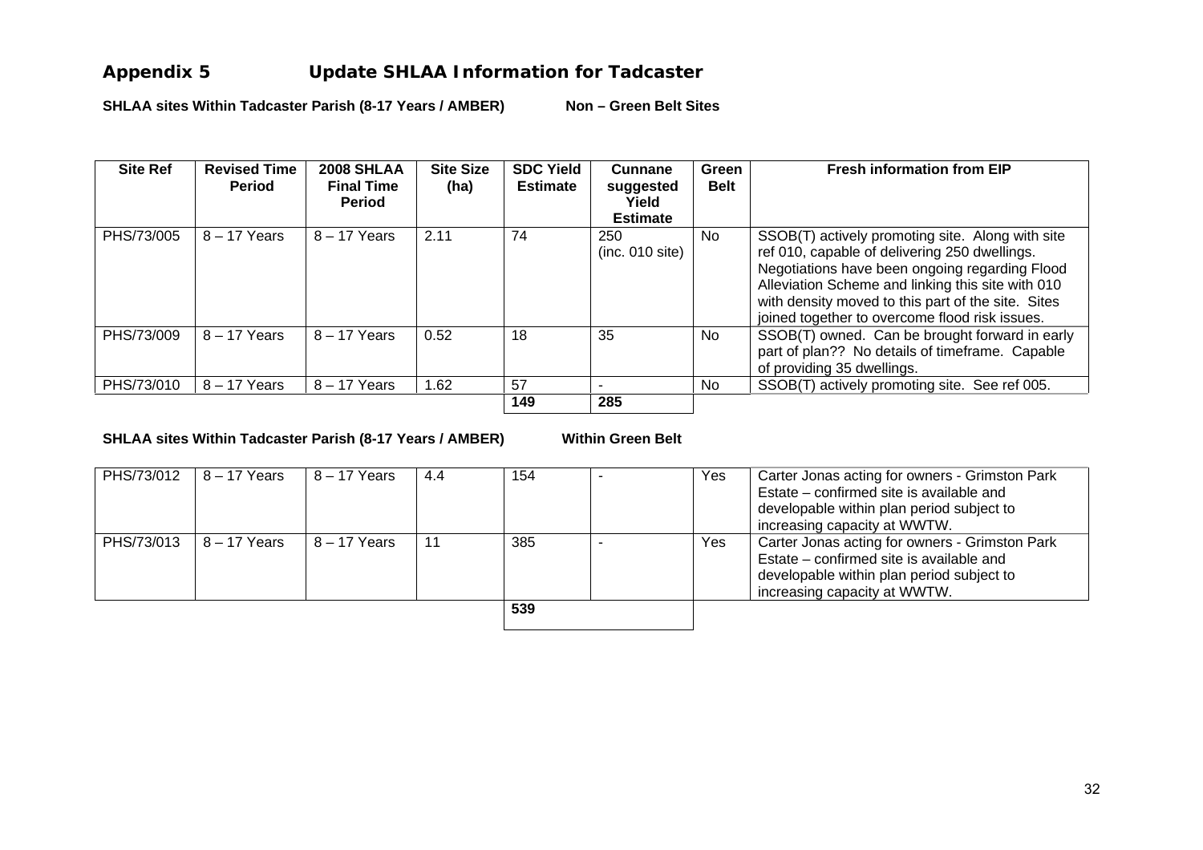# Appendix 5 Update SHLAA Information for Tadcaster

**SHLAA sites Within Tadcaster Parish (8-17 Years / AMBER) Non – Green Belt Sites**

| Site Ref | Revised Time Period | 2008 SHLAA Final Time Period | Site Size (ha) | SDC Yield Estimate | Cunnane suggested Yield Estimate | Green Belt | Fresh information from EIP |
|---|---|---|---|---|---|---|---|
| PHS/73/005 | 8 – 17 Years | 8 – 17 Years | 2.11 | 74 | 250 (inc. 010 site) | No | SSOB(T) actively promoting site. Along with site ref 010, capable of delivering 250 dwellings. Negotiations have been ongoing regarding Flood Alleviation Scheme and linking this site with 010 with density moved to this part of the site. Sites joined together to overcome flood risk issues. |
| PHS/73/009 | 8 – 17 Years | 8 – 17 Years | 0.52 | 18 | 35 | No | SSOB(T) owned. Can be brought forward in early part of plan?? No details of timeframe. Capable of providing 35 dwellings. |
| PHS/73/010 | 8 – 17 Years | 8 – 17 Years | 1.62 | 57 | - | No | SSOB(T) actively promoting site. See ref 005. |
| | | | | **149** | **285** | | |

**SHLAA sites Within Tadcaster Parish (8-17 Years / AMBER) Within Green Belt**

| Site Ref | Revised Time Period | 2008 SHLAA Final Time Period | Site Size (ha) | SDC Yield Estimate | Cunnane suggested Yield Estimate | Green Belt | Fresh information from EIP |
|---|---|---|---|---|---|---|---|
| PHS/73/012 | 8 – 17 Years | 8 – 17 Years | 4.4 | 154 | - | Yes | Carter Jonas acting for owners - Grimston Park Estate – confirmed site is available and developable within plan period subject to increasing capacity at WWTW. |
| PHS/73/013 | 8 – 17 Years | 8 – 17 Years | 11 | 385 | - | Yes | Carter Jonas acting for owners - Grimston Park Estate – confirmed site is available and developable within plan period subject to increasing capacity at WWTW. |
| | | | | **539** | | | |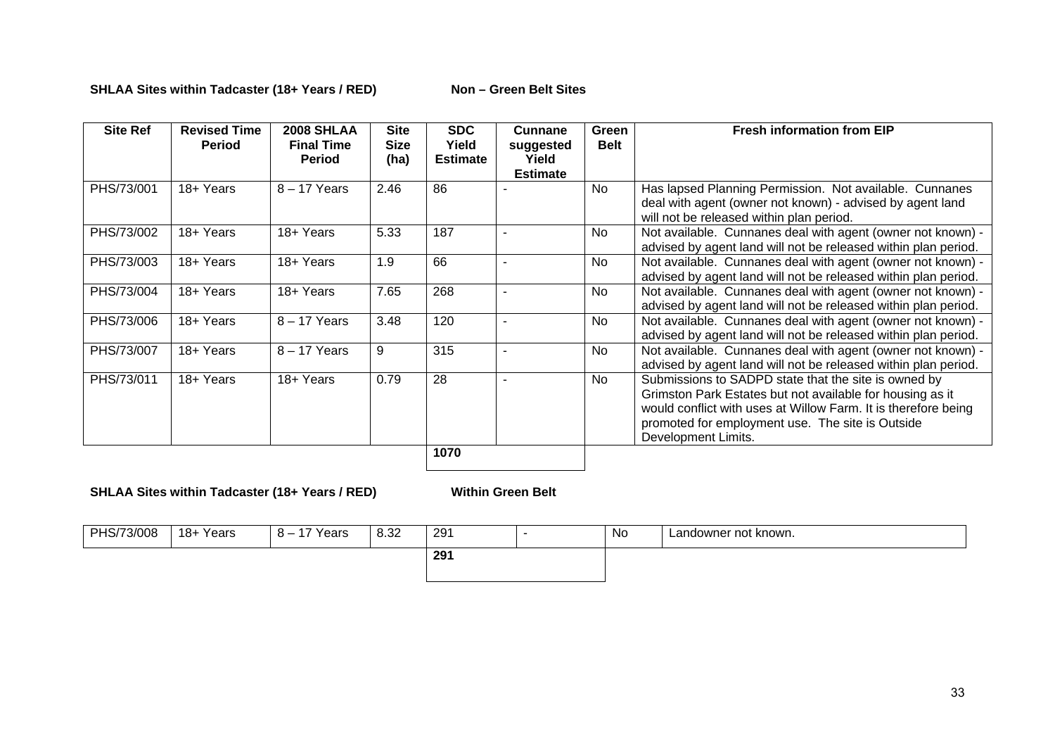**SHLAA Sites within Tadcaster (18+ Years / RED)** **Non – Green Belt Sites**

| Site Ref | Revised Time Period | 2008 SHLAA Final Time Period | Site Size (ha) | SDC Yield Estimate | Cunnane suggested Yield Estimate | Green Belt | Fresh information from EIP |
|---|---|---|---|---|---|---|---|
| PHS/73/001 | 18+ Years | 8 – 17 Years | 2.46 | 86 | - | No | Has lapsed Planning Permission. Not available. Cunnanes deal with agent (owner not known) - advised by agent land will not be released within plan period. |
| PHS/73/002 | 18+ Years | 18+ Years | 5.33 | 187 | - | No | Not available. Cunnanes deal with agent (owner not known) - advised by agent land will not be released within plan period. |
| PHS/73/003 | 18+ Years | 18+ Years | 1.9 | 66 | - | No | Not available. Cunnanes deal with agent (owner not known) - advised by agent land will not be released within plan period. |
| PHS/73/004 | 18+ Years | 18+ Years | 7.65 | 268 | - | No | Not available. Cunnanes deal with agent (owner not known) - advised by agent land will not be released within plan period. |
| PHS/73/006 | 18+ Years | 8 – 17 Years | 3.48 | 120 | - | No | Not available. Cunnanes deal with agent (owner not known) - advised by agent land will not be released within plan period. |
| PHS/73/007 | 18+ Years | 8 – 17 Years | 9 | 315 | - | No | Not available. Cunnanes deal with agent (owner not known) - advised by agent land will not be released within plan period. |
| PHS/73/011 | 18+ Years | 18+ Years | 0.79 | 28 | - | No | Submissions to SADPD state that the site is owned by Grimston Park Estates but not available for housing as it would conflict with uses at Willow Farm. It is therefore being promoted for employment use. The site is Outside Development Limits. |
| | | | | **1070** | | | |

**SHLAA Sites within Tadcaster (18+ Years / RED)** **Within Green Belt**

| Site Ref | Revised Time Period | 2008 SHLAA Final Time Period | Site Size (ha) | SDC Yield Estimate | Cunnane suggested Yield Estimate | Green Belt | Fresh information from EIP |
|---|---|---|---|---|---|---|---|
| PHS/73/008 | 18+ Years | 8 – 17 Years | 8.32 | 291 | - | No | Landowner not known. |
| | | | | **291** | | | |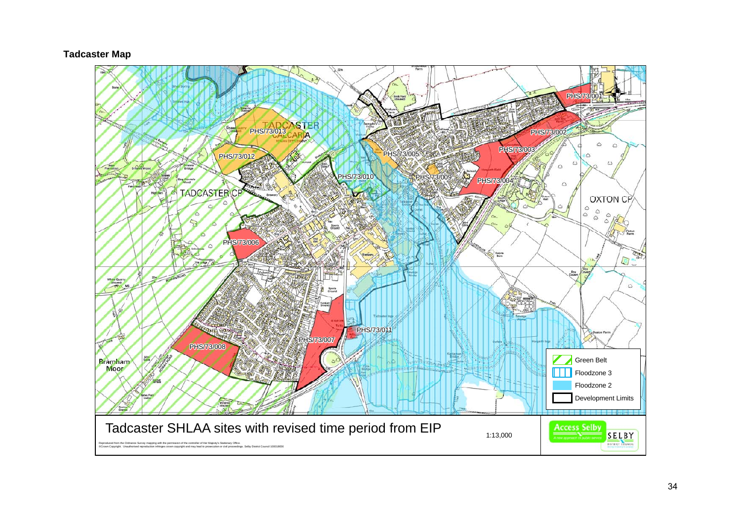**Tadcaster Map**

PHS/73/001

PHS/73/002

PHS/73/003

PHS/73/004

PHS/73/005

PHS/73/006

PHS/73/007

PHS/73/008

PHS/73/009

PHS/73/010

PHS/73/011

PHS/73/012

PHS/73/013

TADCASTER CP

OXTON CP

Green Belt

Floodzone 3

Floodzone 2

Development Limits

Tadcaster SHLAA sites with revised time period from EIP

1:13,000

Reproduced from the Ordnance Survey mapping with the permission of the controller of Her Majesty's Stationary Office.
©Crown Copyright. Unauthorised reproduction infringes crown copyright and may lead to prosecution or civil proceedings. Selby District Council 100018656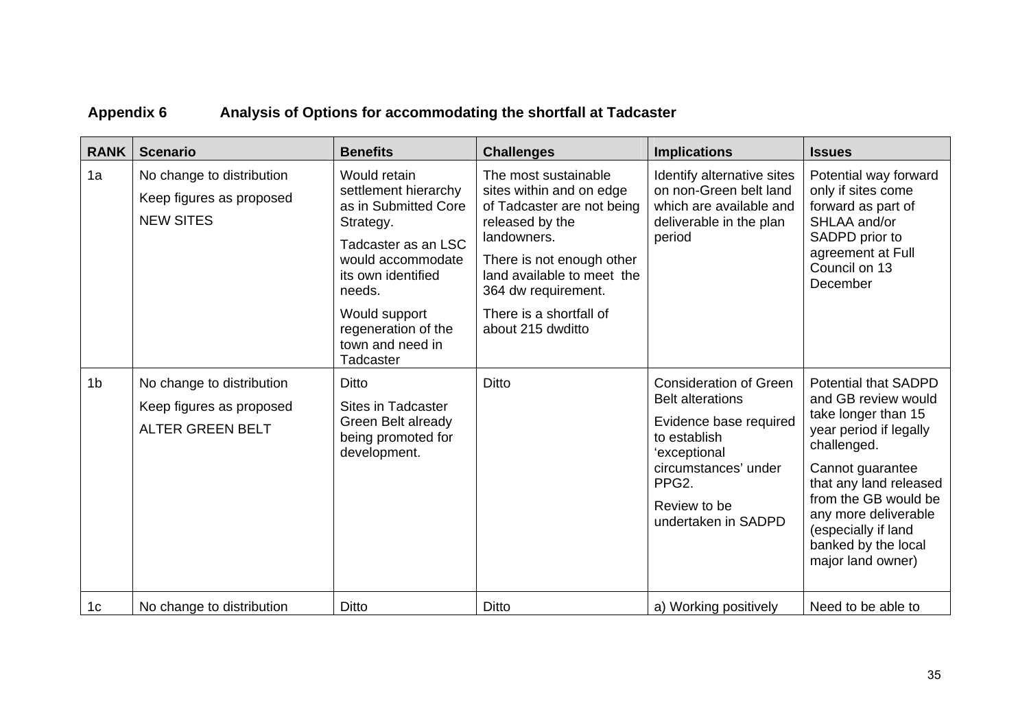**Appendix 6 Analysis of Options for accommodating the shortfall at Tadcaster**

| RANK | Scenario | Benefits | Challenges | Implications | Issues |
|---|---|---|---|---|---|
| 1a | No change to distribution<br>Keep figures as proposed<br>NEW SITES | Would retain settlement hierarchy as in Submitted Core Strategy.<br>Tadcaster as an LSC would accommodate its own identified needs.<br>Would support regeneration of the town and need in Tadcaster | The most sustainable sites within and on edge of Tadcaster are not being released by the landowners.<br>There is not enough other land available to meet the 364 dw requirement.<br>There is a shortfall of about 215 dwditto | Identify alternative sites on non-Green belt land which are available and deliverable in the plan period | Potential way forward only if sites come forward as part of SHLAA and/or SADPD prior to agreement at Full Council on 13 December |
| 1b | No change to distribution<br>Keep figures as proposed<br>ALTER GREEN BELT | Ditto<br>Sites in Tadcaster Green Belt already being promoted for development. | Ditto | Consideration of Green Belt alterations<br>Evidence base required to establish 'exceptional circumstances' under PPG2.<br>Review to be undertaken in SADPD | Potential that SADPD and GB review would take longer than 15 year period if legally challenged.<br>Cannot guarantee that any land released from the GB would be any more deliverable (especially if land banked by the local major land owner) |
| 1c | No change to distribution | Ditto | Ditto | a) Working positively | Need to be able to |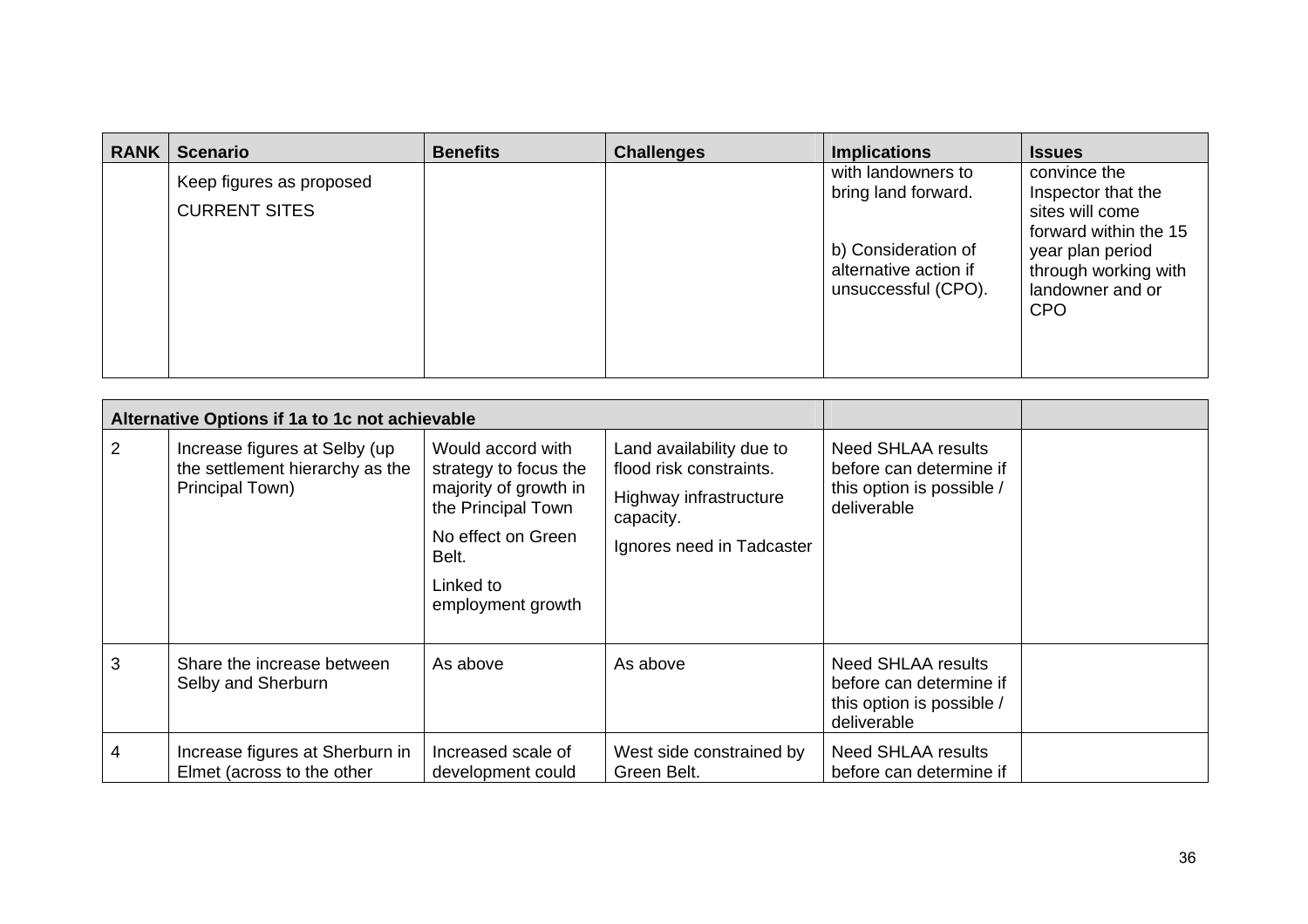| RANK | Scenario | Benefits | Challenges | Implications | Issues |
|---|---|---|---|---|---|
| | Keep figures as proposed<br><br>CURRENT SITES | | | with landowners to bring land forward.<br><br>b) Consideration of alternative action if unsuccessful (CPO). | convince the Inspector that the sites will come forward within the 15 year plan period through working with landowner and or CPO |

| Alternative Options if 1a to 1c not achievable | | | | | |
|---|---|---|---|---|---|
| 2 | Increase figures at Selby (up the settlement hierarchy as the Principal Town) | Would accord with strategy to focus the majority of growth in the Principal Town<br><br>No effect on Green Belt.<br><br>Linked to employment growth | Land availability due to flood risk constraints.<br><br>Highway infrastructure capacity.<br><br>Ignores need in Tadcaster | Need SHLAA results before can determine if this option is possible / deliverable | |
| 3 | Share the increase between Selby and Sherburn | As above | As above | Need SHLAA results before can determine if this option is possible / deliverable | |
| 4 | Increase figures at Sherburn in Elmet (across to the other | Increased scale of development could | West side constrained by Green Belt. | Need SHLAA results before can determine if | |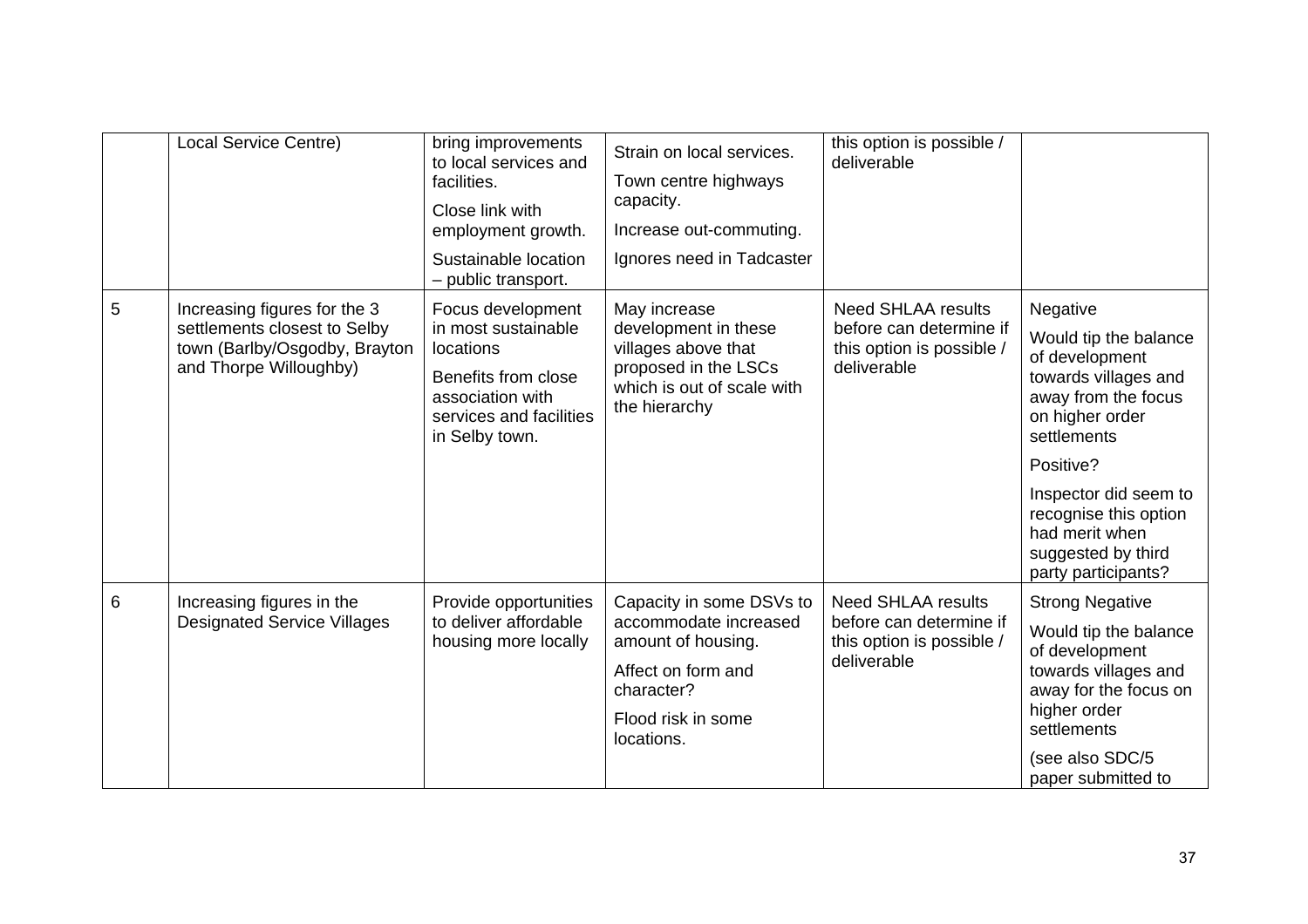|  |  |  |  |  |  |
|---|---|---|---|---|---|
|  | Local Service Centre) | bring improvements to local services and facilities.<br><br>Close link with employment growth.<br><br>Sustainable location – public transport. | Strain on local services.<br><br>Town centre highways capacity.<br><br>Increase out-commuting.<br><br>Ignores need in Tadcaster | this option is possible / deliverable |  |
| 5 | Increasing figures for the 3 settlements closest to Selby town (Barlby/Osgodby, Brayton and Thorpe Willoughby) | Focus development in most sustainable locations<br><br>Benefits from close association with services and facilities in Selby town. | May increase development in these villages above that proposed in the LSCs which is out of scale with the hierarchy | Need SHLAA results before can determine if this option is possible / deliverable | Negative<br><br>Would tip the balance of development towards villages and away from the focus on higher order settlements<br><br>Positive?<br><br>Inspector did seem to recognise this option had merit when suggested by third party participants? |
| 6 | Increasing figures in the Designated Service Villages | Provide opportunities to deliver affordable housing more locally | Capacity in some DSVs to accommodate increased amount of housing.<br><br>Affect on form and character?<br><br>Flood risk in some locations. | Need SHLAA results before can determine if this option is possible / deliverable | Strong Negative<br><br>Would tip the balance of development towards villages and away for the focus on higher order settlements<br><br>(see also SDC/5 paper submitted to |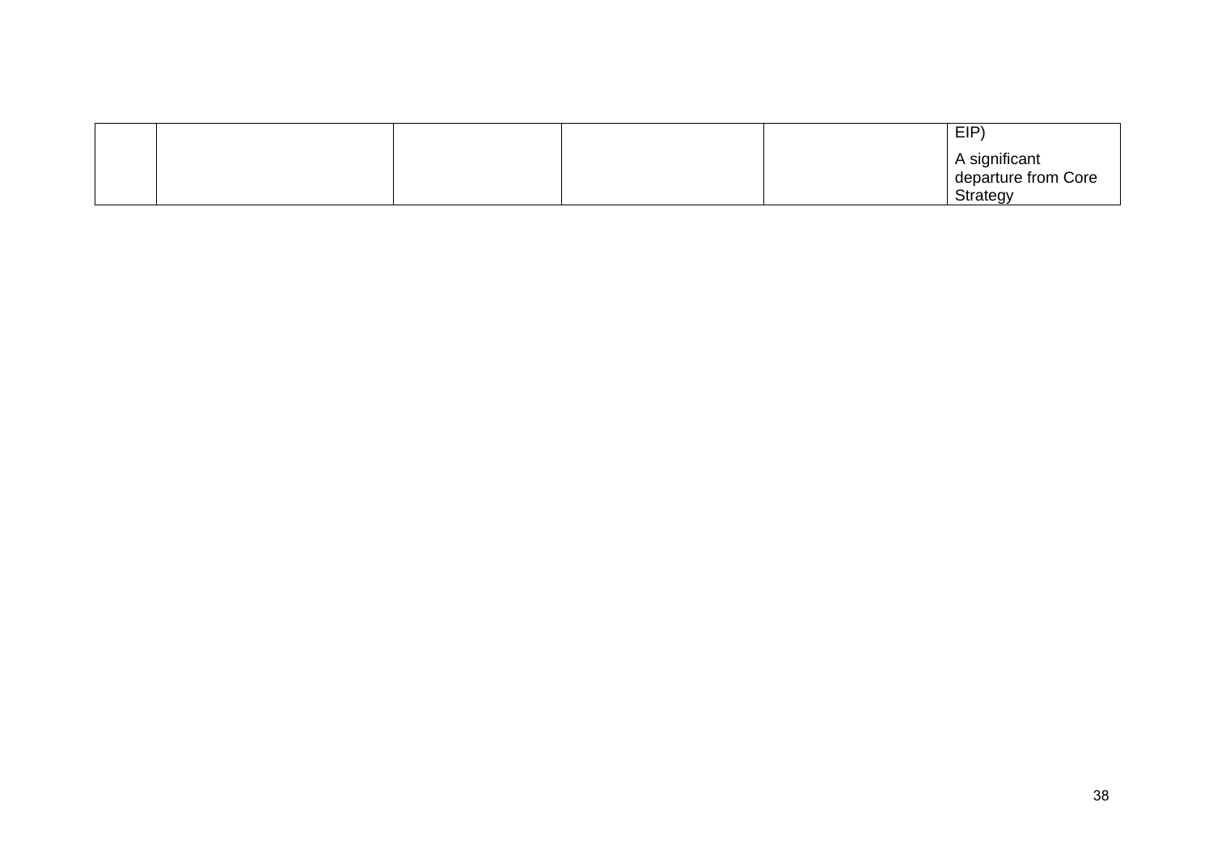| | | | | | |
|---|---|---|---|---|---|
| | | | | | EIP)<br><br>A significant departure from Core Strategy |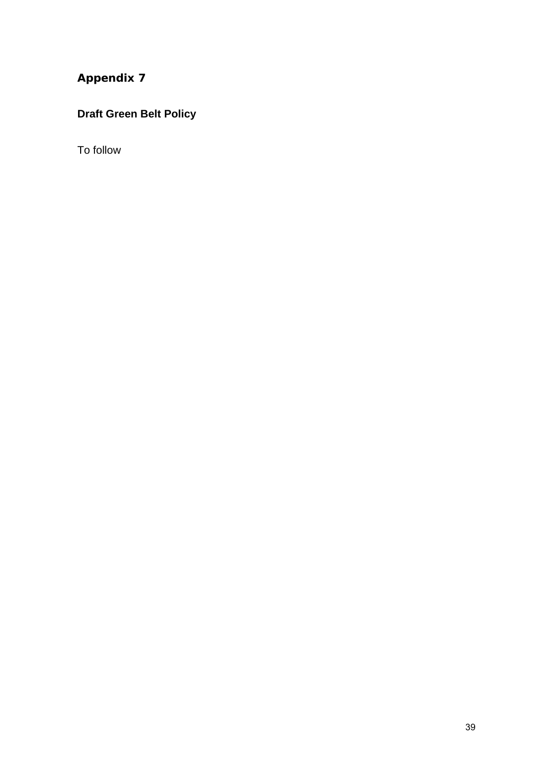# Appendix 7

**Draft Green Belt Policy**

To follow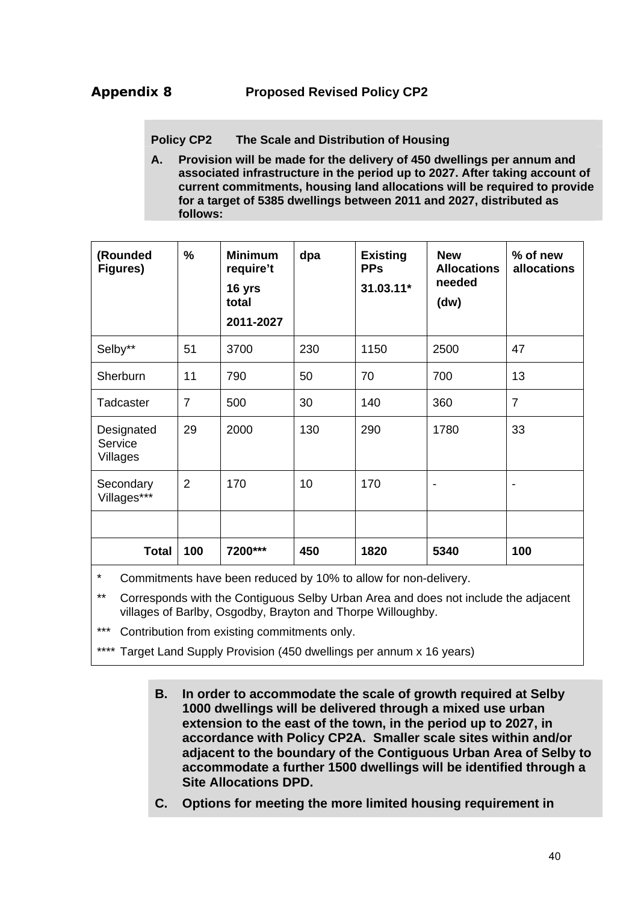## Appendix 8 Proposed Revised Policy CP2

**Policy CP2 The Scale and Distribution of Housing**

**A. Provision will be made for the delivery of 450 dwellings per annum and associated infrastructure in the period up to 2027. After taking account of current commitments, housing land allocations will be required to provide for a target of 5385 dwellings between 2011 and 2027, distributed as follows:**

| (Rounded Figures) | % | Minimum require't 16 yrs total 2011-2027 | dpa | Existing PPs 31.03.11* | New Allocations needed (dw) | % of new allocations |
|---|---|---|---|---|---|---|
| Selby** | 51 | 3700 | 230 | 1150 | 2500 | 47 |
| Sherburn | 11 | 790 | 50 | 70 | 700 | 13 |
| Tadcaster | 7 | 500 | 30 | 140 | 360 | 7 |
| Designated Service Villages | 29 | 2000 | 130 | 290 | 1780 | 33 |
| Secondary Villages*** | 2 | 170 | 10 | 170 | - | - |
| | | | | | | |
| **Total** | **100** | **7200*** ** | **450** | **1820** | **5340** | **100** |

\* Commitments have been reduced by 10% to allow for non-delivery.

** Corresponds with the Contiguous Selby Urban Area and does not include the adjacent villages of Barlby, Osgodby, Brayton and Thorpe Willoughby.

*** Contribution from existing commitments only.

**** Target Land Supply Provision (450 dwellings per annum x 16 years)

**B. In order to accommodate the scale of growth required at Selby 1000 dwellings will be delivered through a mixed use urban extension to the east of the town, in the period up to 2027, in accordance with Policy CP2A. Smaller scale sites within and/or adjacent to the boundary of the Contiguous Urban Area of Selby to accommodate a further 1500 dwellings will be identified through a Site Allocations DPD.**

**C. Options for meeting the more limited housing requirement in**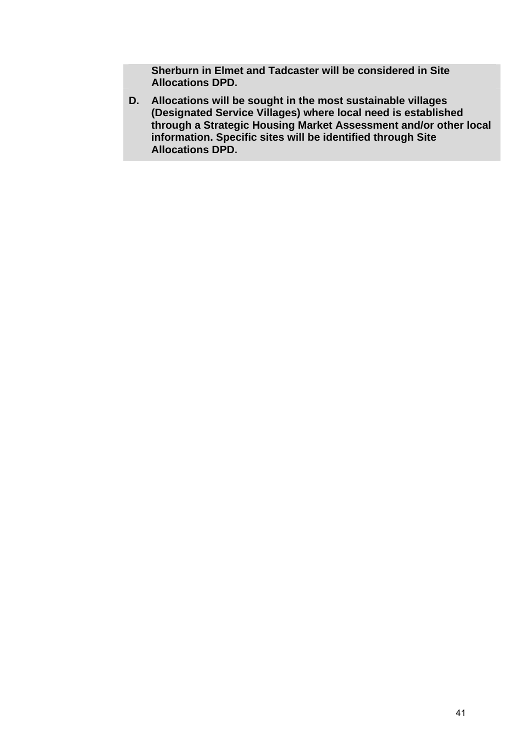**Sherburn in Elmet and Tadcaster will be considered in Site Allocations DPD.**

**D.** **Allocations will be sought in the most sustainable villages (Designated Service Villages) where local need is established through a Strategic Housing Market Assessment and/or other local information. Specific sites will be identified through Site Allocations DPD.**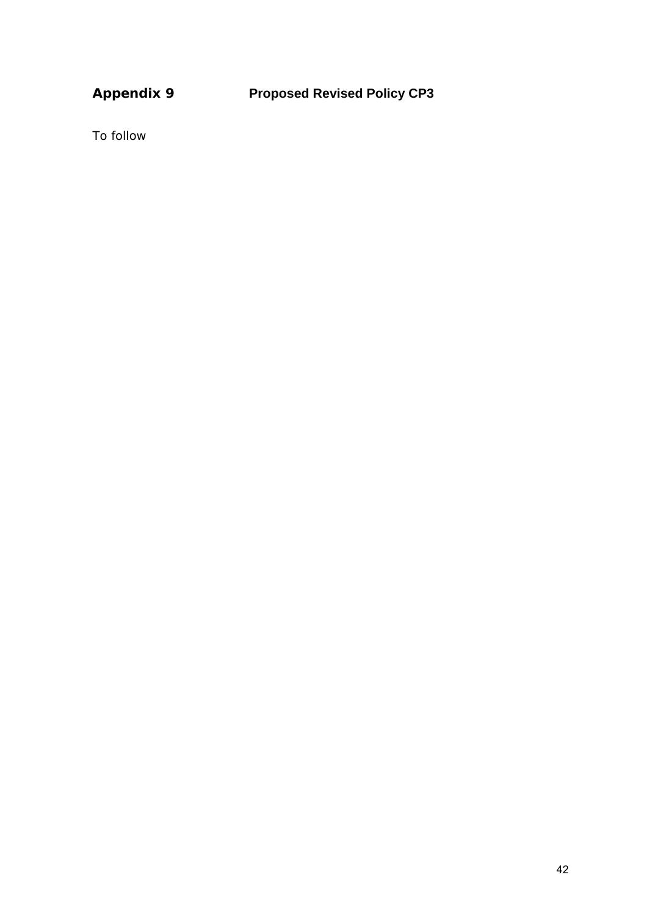## Appendix 9 Proposed Revised Policy CP3

To follow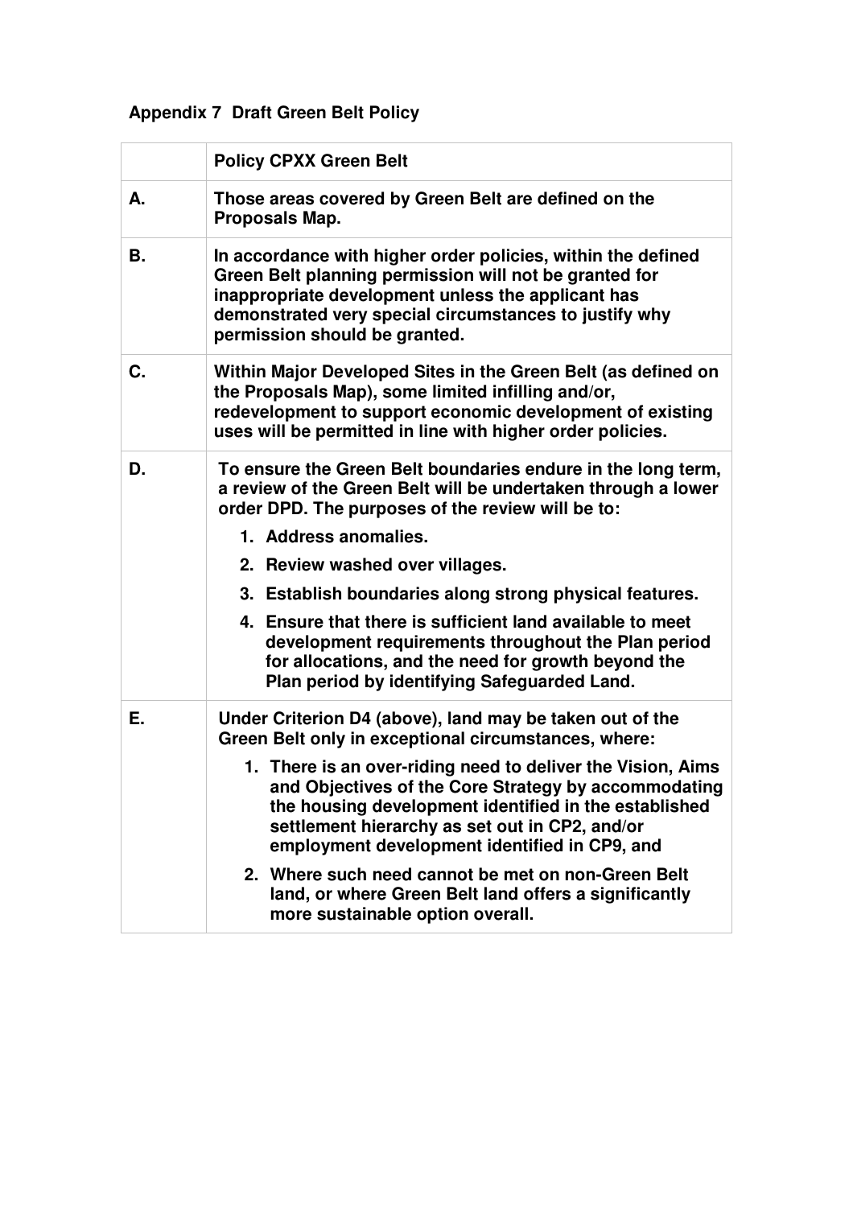## Appendix 7 Draft Green Belt Policy

| | **Policy CPXX Green Belt** |
|---|---|
| **A.** | **Those areas covered by Green Belt are defined on the Proposals Map.** |
| **B.** | **In accordance with higher order policies, within the defined Green Belt planning permission will not be granted for inappropriate development unless the applicant has demonstrated very special circumstances to justify why permission should be granted.** |
| **C.** | **Within Major Developed Sites in the Green Belt (as defined on the Proposals Map), some limited infilling and/or, redevelopment to support economic development of existing uses will be permitted in line with higher order policies.** |
| **D.** | **To ensure the Green Belt boundaries endure in the long term, a review of the Green Belt will be undertaken through a lower order DPD. The purposes of the review will be to:**<br>**1. Address anomalies.**<br>**2. Review washed over villages.**<br>**3. Establish boundaries along strong physical features.**<br>**4. Ensure that there is sufficient land available to meet development requirements throughout the Plan period for allocations, and the need for growth beyond the Plan period by identifying Safeguarded Land.** |
| **E.** | **Under Criterion D4 (above), land may be taken out of the Green Belt only in exceptional circumstances, where:**<br>**1. There is an over-riding need to deliver the Vision, Aims and Objectives of the Core Strategy by accommodating the housing development identified in the established settlement hierarchy as set out in CP2, and/or employment development identified in CP9, and**<br>**2. Where such need cannot be met on non-Green Belt land, or where Green Belt land offers a significantly more sustainable option overall.** |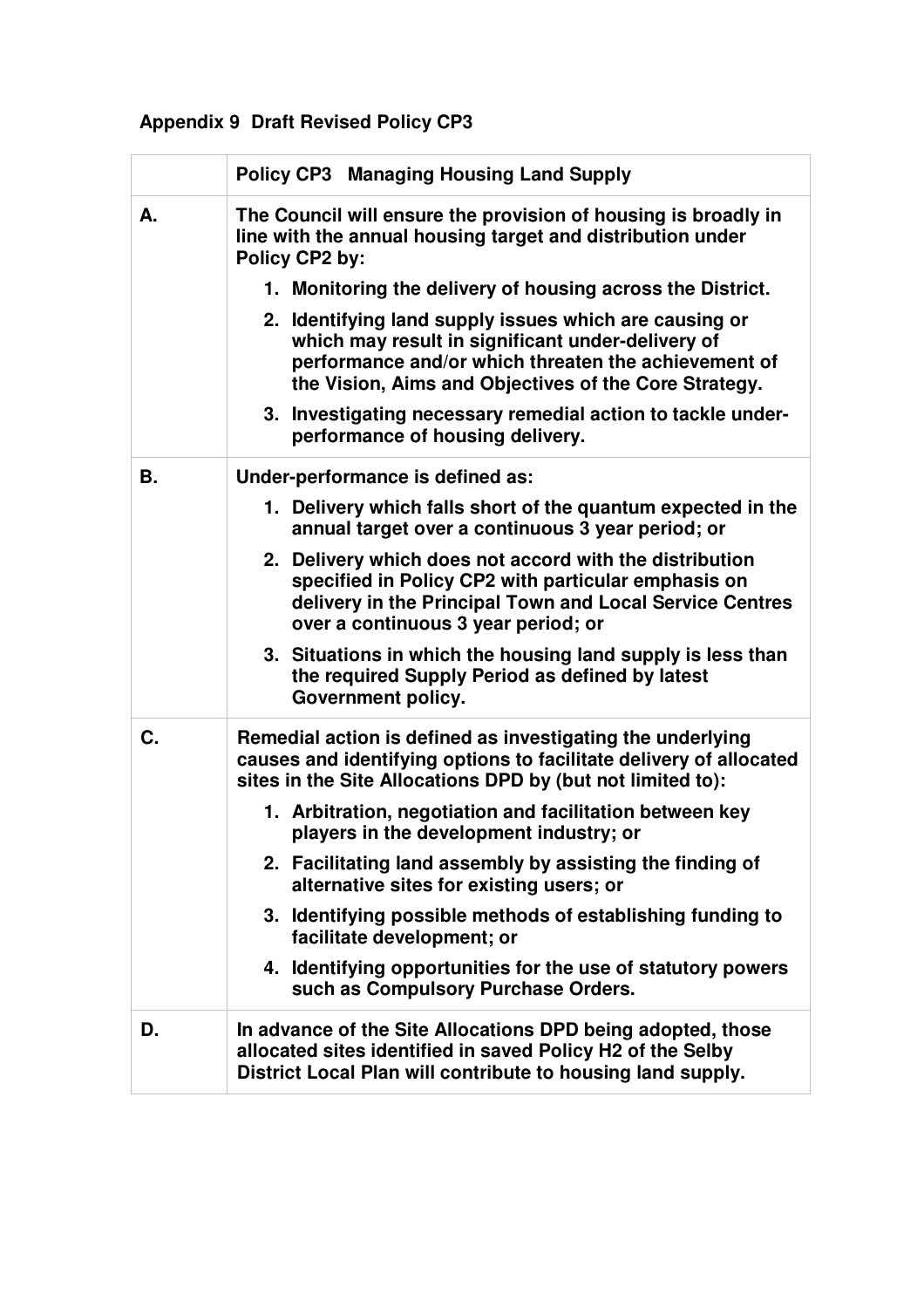**Appendix 9 Draft Revised Policy CP3**

| | **Policy CP3 Managing Housing Land Supply** |
|---|---|
| **A.** | **The Council will ensure the provision of housing is broadly in line with the annual housing target and distribution under Policy CP2 by:**<br>**1. Monitoring the delivery of housing across the District.**<br>**2. Identifying land supply issues which are causing or which may result in significant under-delivery of performance and/or which threaten the achievement of the Vision, Aims and Objectives of the Core Strategy.**<br>**3. Investigating necessary remedial action to tackle under-performance of housing delivery.** |
| **B.** | **Under-performance is defined as:**<br>**1. Delivery which falls short of the quantum expected in the annual target over a continuous 3 year period; or**<br>**2. Delivery which does not accord with the distribution specified in Policy CP2 with particular emphasis on delivery in the Principal Town and Local Service Centres over a continuous 3 year period; or**<br>**3. Situations in which the housing land supply is less than the required Supply Period as defined by latest Government policy.** |
| **C.** | **Remedial action is defined as investigating the underlying causes and identifying options to facilitate delivery of allocated sites in the Site Allocations DPD by (but not limited to):**<br>**1. Arbitration, negotiation and facilitation between key players in the development industry; or**<br>**2. Facilitating land assembly by assisting the finding of alternative sites for existing users; or**<br>**3. Identifying possible methods of establishing funding to facilitate development; or**<br>**4. Identifying opportunities for the use of statutory powers such as Compulsory Purchase Orders.** |
| **D.** | **In advance of the Site Allocations DPD being adopted, those allocated sites identified in saved Policy H2 of the Selby District Local Plan will contribute to housing land supply.** |